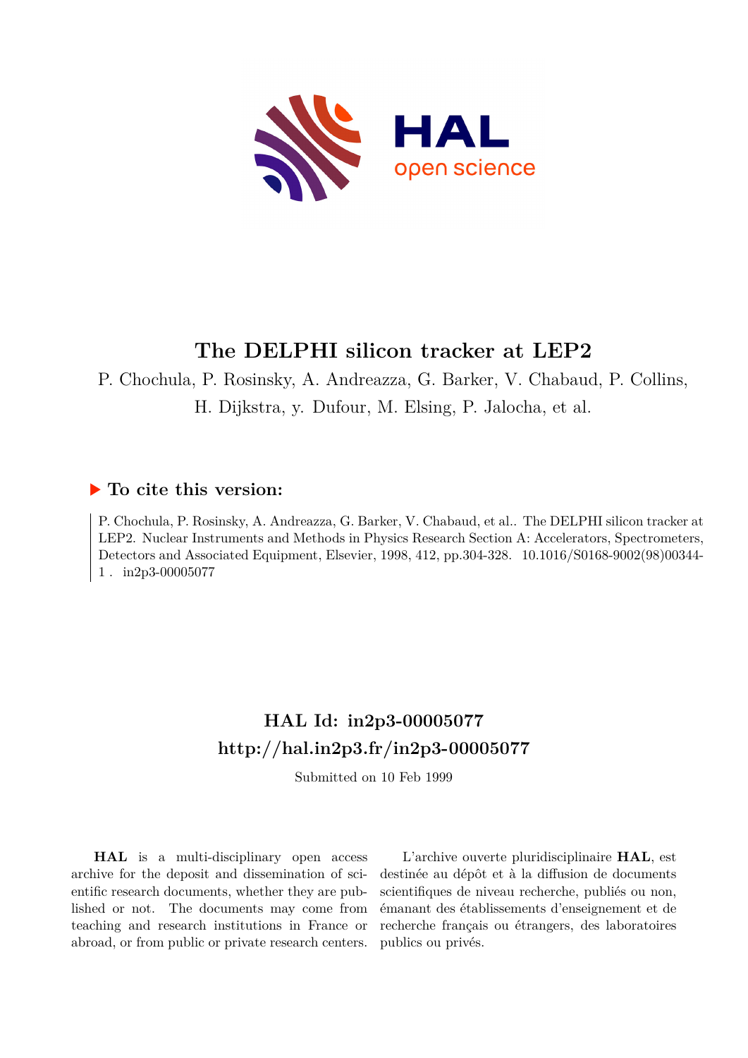# The DELPHI silicon tracker at LEP2

P. Chochula, P. Rosinsky, A. Andreazza, G. Barker, V. Chabaud, P. Collins, H. Dijkstra, y. Dufour, M. Elsing, P. Jalocha, et al.

## ▶ To cite this version:

P. Chochula, P. Rosinsky, A. Andreazza, G. Barker, V. Chabaud, et al.. The DELPHI silicon tracker at LEP2. Nuclear Instruments and Methods in Physics Research Section A: Accelerators, Spectrometers, Detectors and Associated Equipment, Elsevier, 1998, 412, pp.304-328. 10.1016/S0168-9002(98)00344-1 . in2p3-00005077

## HAL Id: in2p3-00005077
## http://hal.in2p3.fr/in2p3-00005077

Submitted on 10 Feb 1999

**HAL** is a multi-disciplinary open access archive for the deposit and dissemination of scientific research documents, whether they are published or not. The documents may come from teaching and research institutions in France or abroad, or from public or private research centers.

L'archive ouverte pluridisciplinaire **HAL**, est destinée au dépôt et à la diffusion de documents scientifiques de niveau recherche, publiés ou non, émanant des établissements d'enseignement et de recherche français ou étrangers, des laboratoires publics ou privés.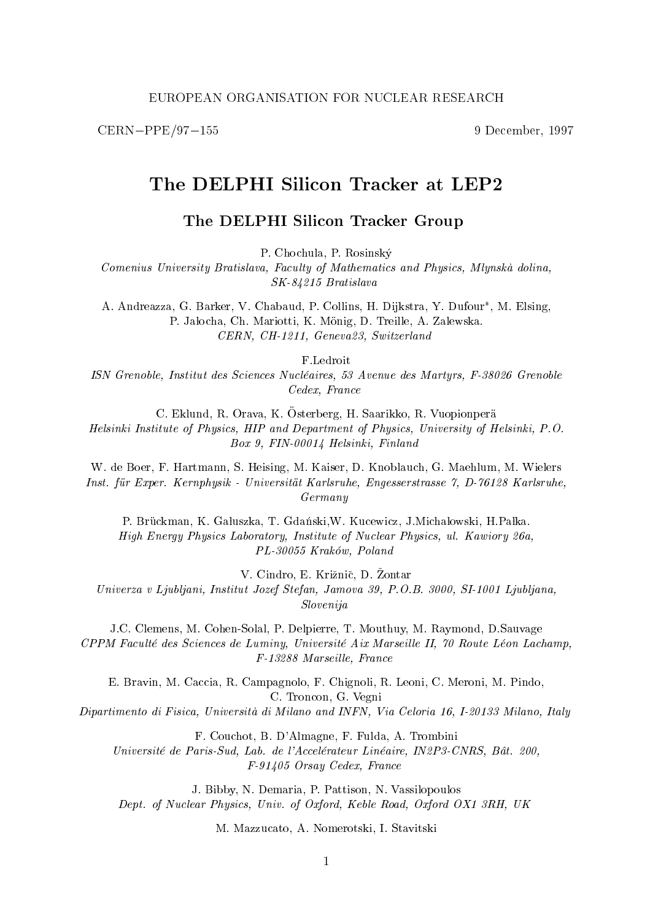EUROPEAN ORGANISATION FOR NUCLEAR RESEARCH

CERN–PPE/97–155 9 December, 1997

# The DELPHI Silicon Tracker at LEP2

## The DELPHI Silicon Tracker Group

P. Chochula, P. Rosinský
*Comenius University Bratislava, Faculty of Mathematics and Physics, Mlynskà dolina, SK-84215 Bratislava*

A. Andreazza, G. Barker, V. Chabaud, P. Collins, H. Dijkstra, Y. Dufour*, M. Elsing, P. Jalocha, Ch. Mariotti, K. Mönig, D. Treille, A. Zalewska.
*CERN, CH-1211, Geneva23, Switzerland*

F.Ledroit
*ISN Grenoble, Institut des Sciences Nucléaires, 53 Avenue des Martyrs, F-38026 Grenoble Cedex, France*

C. Eklund, R. Orava, K. Österberg, H. Saarikko, R. Vuopionperä
*Helsinki Institute of Physics, HIP and Department of Physics, University of Helsinki, P.O. Box 9, FIN-00014 Helsinki, Finland*

W. de Boer, F. Hartmann, S. Heising, M. Kaiser, D. Knoblauch, G. Maehlum, M. Wielers
*Inst. für Exper. Kernphysik - Universität Karlsruhe, Engesserstrasse 7, D-76128 Karlsruhe, Germany*

P. Brückman, K. Galuszka, T. Gdański,W. Kucewicz, J.Michałowski, H.Palka.
*High Energy Physics Laboratory, Institute of Nuclear Physics, ul. Kawiory 26a, PL-30055 Kraków, Poland*

V. Cindro, E. Križnič, D. Žontar
*Univerza v Ljubljani, Institut Jozef Stefan, Jamova 39, P.O.B. 3000, SI-1001 Ljubljana, Slovenija*

J.C. Clemens, M. Cohen-Solal, P. Delpierre, T. Mouthuy, M. Raymond, D.Sauvage
*CPPM Faculté des Sciences de Luminy, Université Aix Marseille II, 70 Route Léon Lachamp, F-13288 Marseille, France*

E. Bravin, M. Caccia, R. Campagnolo, F. Chignoli, R. Leoni, C. Meroni, M. Pindo, C. Troncon, G. Vegni
*Dipartimento di Fisica, Università di Milano and INFN, Via Celoria 16, I-20133 Milano, Italy*

F. Couchot, B. D'Almagne, F. Fulda, A. Trombini
*Université de Paris-Sud, Lab. de l'Accelérateur Linéaire, IN2P3-CNRS, Bât. 200, F-91405 Orsay Cedex, France*

J. Bibby, N. Demaria, P. Pattison, N. Vassilopoulos
*Dept. of Nuclear Physics, Univ. of Oxford, Keble Road, Oxford OX1 3RH, UK*

M. Mazzucato, A. Nomerotski, I. Stavitski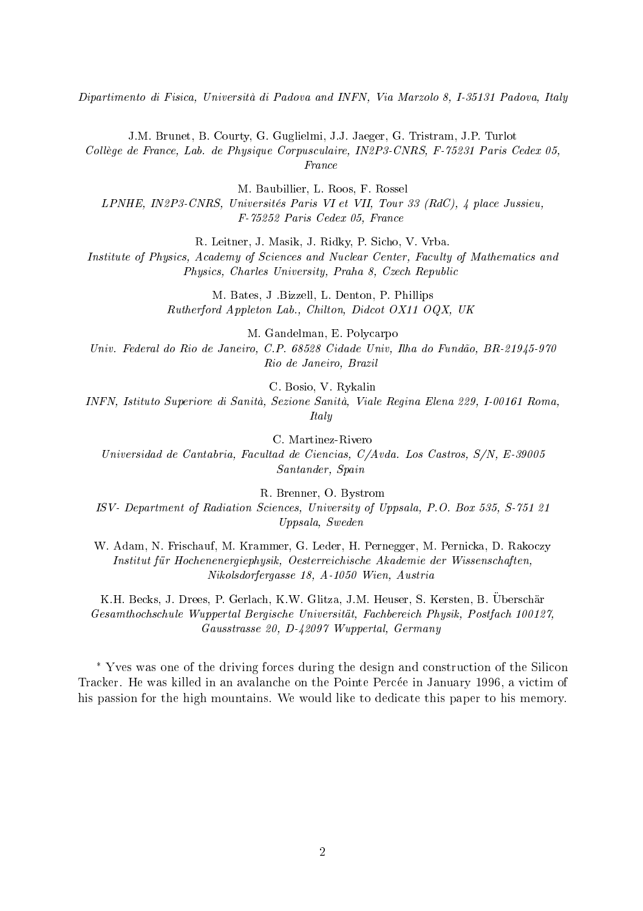*Dipartimento di Fisica, Università di Padova and INFN, Via Marzolo 8, I-35131 Padova, Italy*

J.M. Brunet, B. Courty, G. Guglielmi, J.J. Jaeger, G. Tristram, J.P. Turlot
*Collège de France, Lab. de Physique Corpusculaire, IN2P3-CNRS, F-75231 Paris Cedex 05, France*

M. Baubillier, L. Roos, F. Rossel
*LPNHE, IN2P3-CNRS, Universités Paris VI et VII, Tour 33 (RdC), 4 place Jussieu, F-75252 Paris Cedex 05, France*

R. Leitner, J. Masik, J. Ridky, P. Sicho, V. Vrba.
*Institute of Physics, Academy of Sciences and Nuclear Center, Faculty of Mathematics and Physics, Charles University, Praha 8, Czech Republic*

M. Bates, J .Bizzell, L. Denton, P. Phillips
*Rutherford Appleton Lab., Chilton, Didcot OX11 OQX, UK*

M. Gandelman, E. Polycarpo
*Univ. Federal do Rio de Janeiro, C.P. 68528 Cidade Univ, Ilha do Fundão, BR-21945-970 Rio de Janeiro, Brazil*

C. Bosio, V. Rykalin
*INFN, Istituto Superiore di Sanità, Sezione Sanità, Viale Regina Elena 229, I-00161 Roma, Italy*

C. Martinez-Rivero
*Universidad de Cantabria, Facultad de Ciencias, C/Avda. Los Castros, S/N, E-39005 Santander, Spain*

R. Brenner, O. Bystrom
*ISV- Department of Radiation Sciences, University of Uppsala, P.O. Box 535, S-751 21 Uppsala, Sweden*

W. Adam, N. Frischauf, M. Krammer, G. Leder, H. Pernegger, M. Pernicka, D. Rakoczy
*Institut für Hochenenergiephysik, Oesterreichische Akademie der Wissenschaften, Nikolsdorfergasse 18, A-1050 Wien, Austria*

K.H. Becks, J. Drees, P. Gerlach, K.W. Glitza, J.M. Heuser, S. Kersten, B. Überschär
*Gesamthochschule Wuppertal Bergische Universität, Fachbereich Physik, Postfach 100127, Gausstrasse 20, D-42097 Wuppertal, Germany*

[*] Yves was one of the driving forces during the design and construction of the Silicon Tracker. He was killed in an avalanche on the Pointe Percée in January 1996, a victim of his passion for the high mountains. We would like to dedicate this paper to his memory.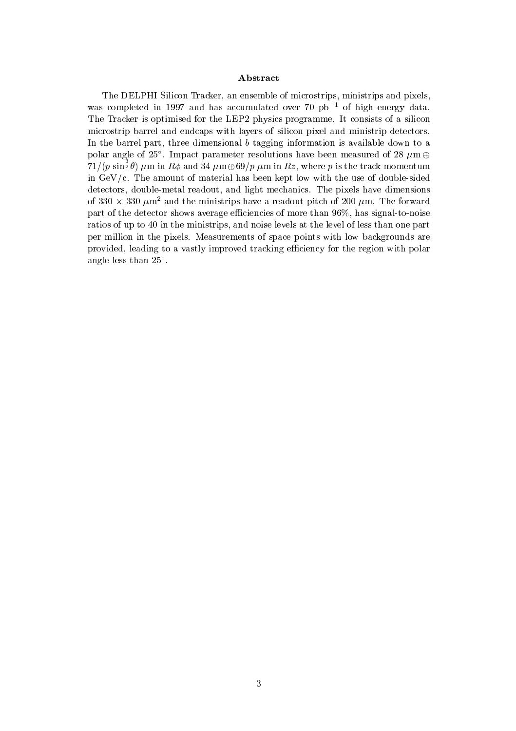## Abstract

The DELPHI Silicon Tracker, an ensemble of microstrips, ministrips and pixels, was completed in 1997 and has accumulated over 70 $\text{pb}^{-1}$ of high energy data. The Tracker is optimised for the LEP2 physics programme. It consists of a silicon microstrip barrel and endcaps with layers of silicon pixel and ministrip detectors. In the barrel part, three dimensional $b$ tagging information is available down to a polar angle of 25°. Impact parameter resolutions have been measured of $28\ \mu\text{m} \oplus 71/(p \sin^{\frac{3}{2}}\theta)\ \mu\text{m}$ in $R\phi$ and $34\ \mu\text{m} \oplus 69/p\ \mu\text{m}$ in $Rz$, where $p$ is the track momentum in GeV/c. The amount of material has been kept low with the use of double-sided detectors, double-metal readout, and light mechanics. The pixels have dimensions of $330 \times 330\ \mu\text{m}^2$ and the ministrips have a readout pitch of 200 $\mu$m. The forward part of the detector shows average efficiencies of more than 96%, has signal-to-noise ratios of up to 40 in the ministrips, and noise levels at the level of less than one part per million in the pixels. Measurements of space points with low backgrounds are provided, leading to a vastly improved tracking efficiency for the region with polar angle less than 25°.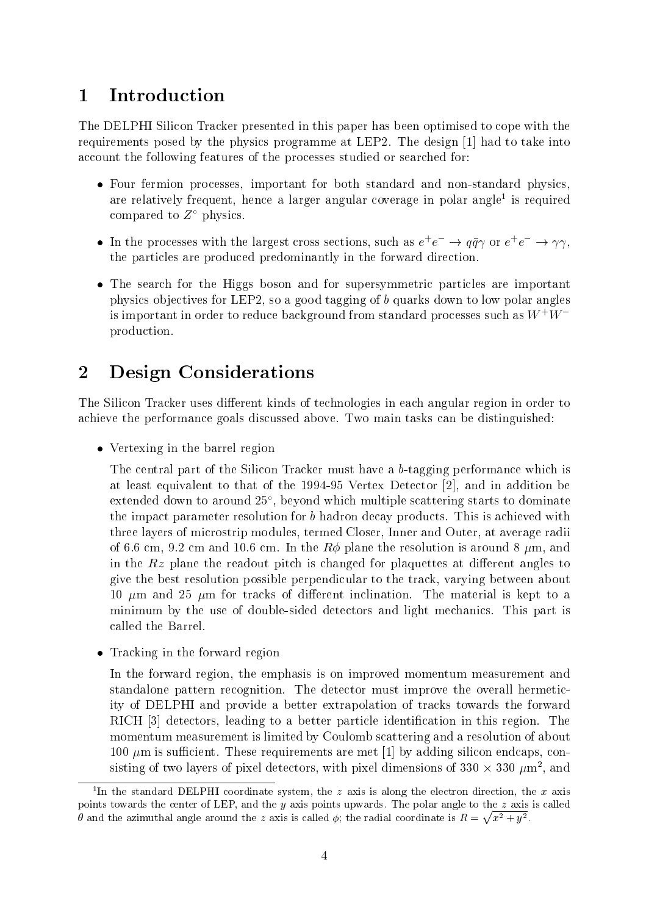# 1 Introduction

The DELPHI Silicon Tracker presented in this paper has been optimised to cope with the requirements posed by the physics programme at LEP2. The design [1] had to take into account the following features of the processes studied or searched for:

- Four fermion processes, important for both standard and non-standard physics, are relatively frequent, hence a larger angular coverage in polar angle[1] is required compared to $Z^{\circ}$ physics.
- In the processes with the largest cross sections, such as $e^+e^- \rightarrow q\bar{q}\gamma$ or $e^+e^- \rightarrow \gamma\gamma$, the particles are produced predominantly in the forward direction.
- The search for the Higgs boson and for supersymmetric particles are important physics objectives for LEP2, so a good tagging of $b$ quarks down to low polar angles is important in order to reduce background from standard processes such as $W^+W^-$ production.

# 2 Design Considerations

The Silicon Tracker uses different kinds of technologies in each angular region in order to achieve the performance goals discussed above. Two main tasks can be distinguished:

- Vertexing in the barrel region

  The central part of the Silicon Tracker must have a $b$-tagging performance which is at least equivalent to that of the 1994-95 Vertex Detector [2], and in addition be extended down to around 25°, beyond which multiple scattering starts to dominate the impact parameter resolution for $b$ hadron decay products. This is achieved with three layers of microstrip modules, termed Closer, Inner and Outer, at average radii of 6.6 cm, 9.2 cm and 10.6 cm. In the $R\phi$ plane the resolution is around 8 $\mu$m, and in the $Rz$ plane the readout pitch is changed for plaquettes at different angles to give the best resolution possible perpendicular to the track, varying between about 10 $\mu$m and 25 $\mu$m for tracks of different inclination. The material is kept to a minimum by the use of double-sided detectors and light mechanics. This part is called the Barrel.

- Tracking in the forward region

  In the forward region, the emphasis is on improved momentum measurement and standalone pattern recognition. The detector must improve the overall hermeticity of DELPHI and provide a better extrapolation of tracks towards the forward RICH [3] detectors, leading to a better particle identification in this region. The momentum measurement is limited by Coulomb scattering and a resolution of about 100 $\mu$m is sufficient. These requirements are met [1] by adding silicon endcaps, consisting of two layers of pixel detectors, with pixel dimensions of $330 \times 330$ $\mu\text{m}^2$, and

[1] In the standard DELPHI coordinate system, the $z$ axis is along the electron direction, the $x$ axis points towards the center of LEP, and the $y$ axis points upwards. The polar angle to the $z$ axis is called $\theta$ and the azimuthal angle around the $z$ axis is called $\phi$; the radial coordinate is $R = \sqrt{x^2 + y^2}$.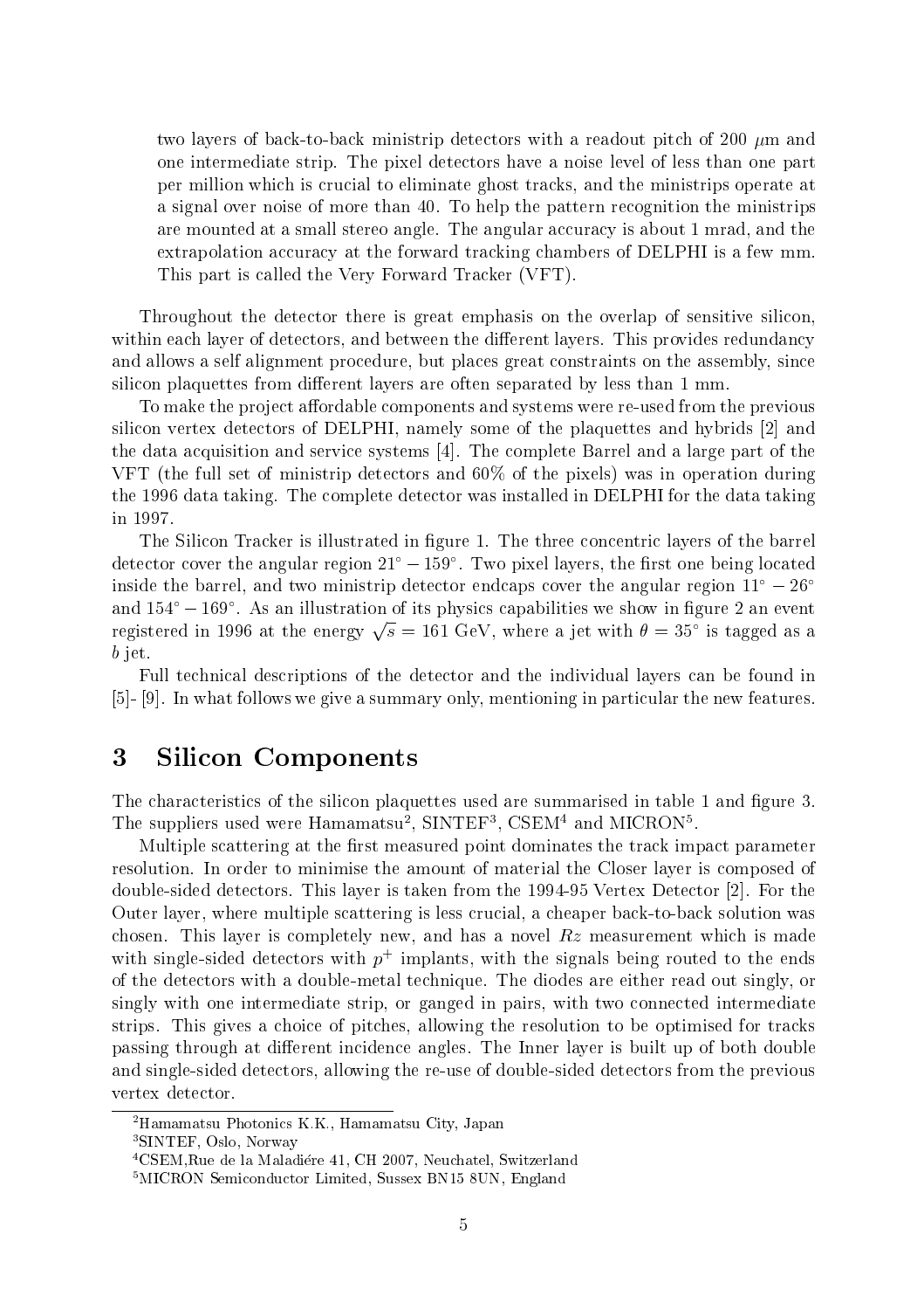two layers of back-to-back ministrip detectors with a readout pitch of 200 $\mu$m and one intermediate strip. The pixel detectors have a noise level of less than one part per million which is crucial to eliminate ghost tracks, and the ministrips operate at a signal over noise of more than 40. To help the pattern recognition the ministrips are mounted at a small stereo angle. The angular accuracy is about 1 mrad, and the extrapolation accuracy at the forward tracking chambers of DELPHI is a few mm. This part is called the Very Forward Tracker (VFT).

Throughout the detector there is great emphasis on the overlap of sensitive silicon, within each layer of detectors, and between the different layers. This provides redundancy and allows a self alignment procedure, but places great constraints on the assembly, since silicon plaquettes from different layers are often separated by less than 1 mm.

To make the project affordable components and systems were re-used from the previous silicon vertex detectors of DELPHI, namely some of the plaquettes and hybrids [2] and the data acquisition and service systems [4]. The complete Barrel and a large part of the VFT (the full set of ministrip detectors and 60% of the pixels) was in operation during the 1996 data taking. The complete detector was installed in DELPHI for the data taking in 1997.

The Silicon Tracker is illustrated in figure 1. The three concentric layers of the barrel detector cover the angular region $21^\circ - 159^\circ$. Two pixel layers, the first one being located inside the barrel, and two ministrip detector endcaps cover the angular region $11^\circ - 26^\circ$ and $154^\circ - 169^\circ$. As an illustration of its physics capabilities we show in figure 2 an event registered in 1996 at the energy $\sqrt{s} = 161$ GeV, where a jet with $\theta = 35^\circ$ is tagged as a $b$ jet.

Full technical descriptions of the detector and the individual layers can be found in [5]- [9]. In what follows we give a summary only, mentioning in particular the new features.

# 3 Silicon Components

The characteristics of the silicon plaquettes used are summarised in table 1 and figure 3. The suppliers used were Hamamatsu[2], SINTEF[3], CSEM[4] and MICRON[5].

Multiple scattering at the first measured point dominates the track impact parameter resolution. In order to minimise the amount of material the Closer layer is composed of double-sided detectors. This layer is taken from the 1994-95 Vertex Detector [2]. For the Outer layer, where multiple scattering is less crucial, a cheaper back-to-back solution was chosen. This layer is completely new, and has a novel $Rz$ measurement which is made with single-sided detectors with $p^+$ implants, with the signals being routed to the ends of the detectors with a double-metal technique. The diodes are either read out singly, or singly with one intermediate strip, or ganged in pairs, with two connected intermediate strips. This gives a choice of pitches, allowing the resolution to be optimised for tracks passing through at different incidence angles. The Inner layer is built up of both double and single-sided detectors, allowing the re-use of double-sided detectors from the previous vertex detector.

[2]Hamamatsu Photonics K.K., Hamamatsu City, Japan

[3]SINTEF, Oslo, Norway

[4]CSEM,Rue de la Maladiére 41, CH 2007, Neuchatel, Switzerland

[5]MICRON Semiconductor Limited, Sussex BN15 8UN, England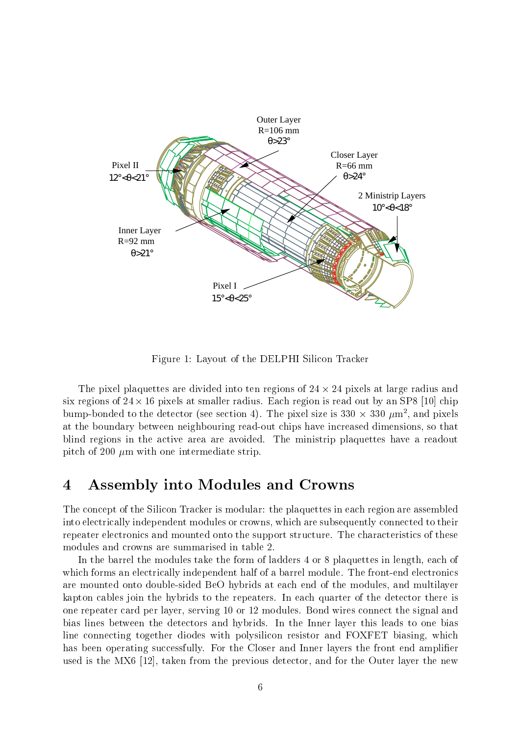Figure 1: Layout of the DELPHI Silicon Tracker

The pixel plaquettes are divided into ten regions of $24 \times 24$ pixels at large radius and six regions of $24 \times 16$ pixels at smaller radius. Each region is read out by an SP8 [10] chip bump-bonded to the detector (see section 4). The pixel size is $330 \times 330\ \mu\text{m}^2$, and pixels at the boundary between neighbouring read-out chips have increased dimensions, so that blind regions in the active area are avoided. The ministrip plaquettes have a readout pitch of 200 $\mu$m with one intermediate strip.

# 4 Assembly into Modules and Crowns

The concept of the Silicon Tracker is modular: the plaquettes in each region are assembled into electrically independent modules or crowns, which are subsequently connected to their repeater electronics and mounted onto the support structure. The characteristics of these modules and crowns are summarised in table 2.

In the barrel the modules take the form of ladders 4 or 8 plaquettes in length, each of which forms an electrically independent half of a barrel module. The front-end electronics are mounted onto double-sided BeO hybrids at each end of the modules, and multilayer kapton cables join the hybrids to the repeaters. In each quarter of the detector there is one repeater card per layer, serving 10 or 12 modules. Bond wires connect the signal and bias lines between the detectors and hybrids. In the Inner layer this leads to one bias line connecting together diodes with polysilicon resistor and FOXFET biasing, which has been operating successfully. For the Closer and Inner layers the front end amplifier used is the MX6 [12], taken from the previous detector, and for the Outer layer the new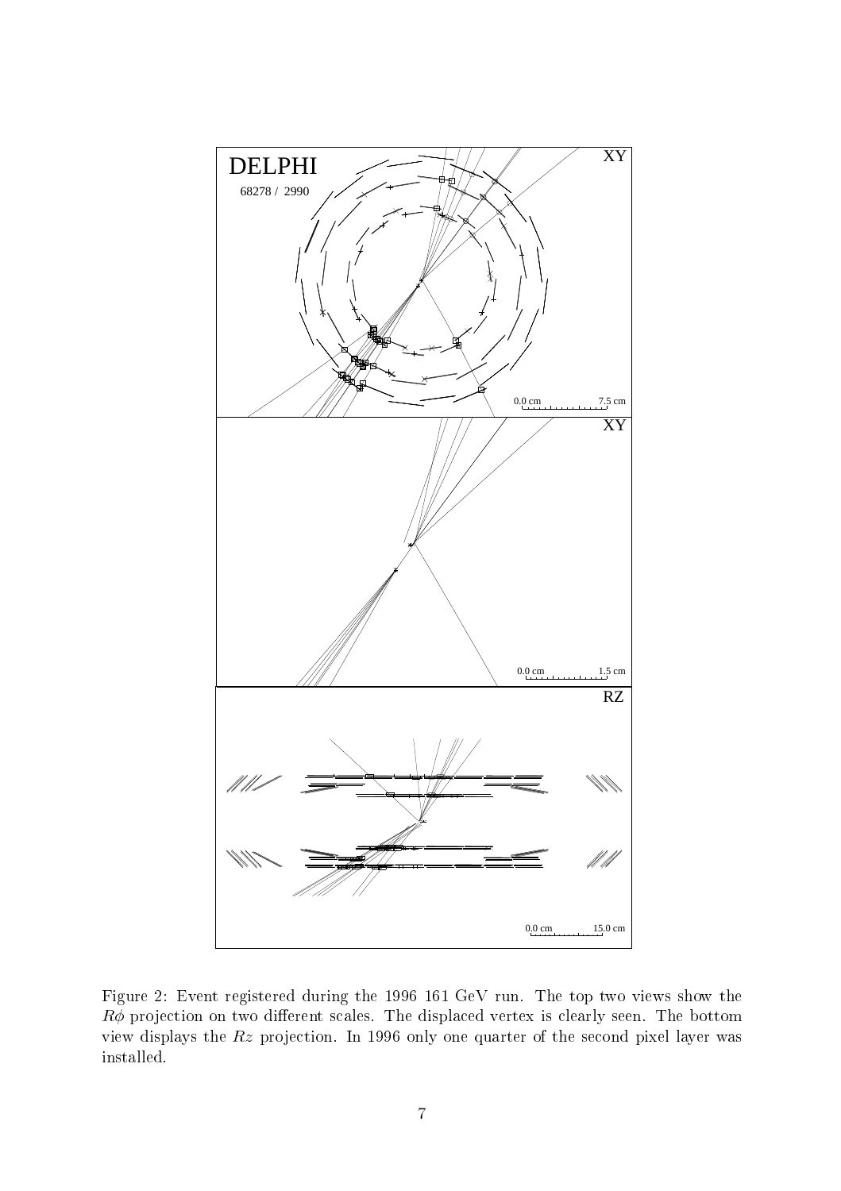Figure 2: Event registered during the 1996 161 GeV run. The top two views show the $R\phi$ projection on two different scales. The displaced vertex is clearly seen. The bottom view displays the $Rz$ projection. In 1996 only one quarter of the second pixel layer was installed.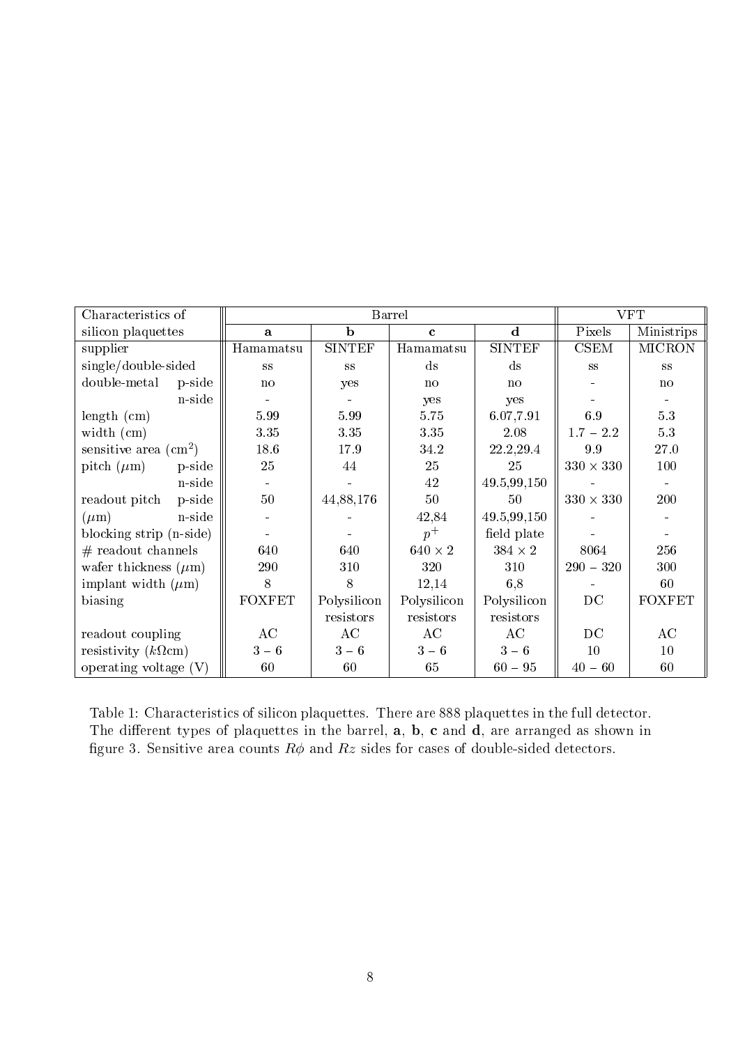| Characteristics of | | Barrel | | | | VFT | |
|---|---|---|---|---|---|---|---|
| silicon plaquettes | | **a** | **b** | **c** | **d** | Pixels | Ministrips |
| supplier | | Hamamatsu | SINTEF | Hamamatsu | SINTEF | CSEM | MICRON |
| single/double-sided | | ss | ss | ds | ds | ss | ss |
| double-metal | p-side | no | yes | no | no | - | no |
| | n-side | - | - | yes | yes | - | - |
| length (cm) | | 5.99 | 5.99 | 5.75 | 6.07,7.91 | 6.9 | 5.3 |
| width (cm) | | 3.35 | 3.35 | 3.35 | 2.08 | $1.7 - 2.2$ | 5.3 |
| sensitive area ($\mathrm{cm}^2$) | | 18.6 | 17.9 | 34.2 | 22.2,29.4 | 9.9 | 27.0 |
| pitch ($\mu$m) | p-side | 25 | 44 | 25 | 25 | $330 \times 330$ | 100 |
| | n-side | - | - | 42 | 49.5,99,150 | - | - |
| readout pitch | p-side | 50 | 44,88,176 | 50 | 50 | $330 \times 330$ | 200 |
| ($\mu$m) | n-side | - | - | 42,84 | 49.5,99,150 | - | - |
| blocking strip (n-side) | | - | - | $p^+$ | field plate | - | - |
| # readout channels | | 640 | 640 | $640 \times 2$ | $384 \times 2$ | 8064 | 256 |
| wafer thickness ($\mu$m) | | 290 | 310 | 320 | 310 | $290 - 320$ | 300 |
| implant width ($\mu$m) | | 8 | 8 | 12,14 | 6,8 | - | 60 |
| biasing | | FOXFET | Polysilicon resistors | Polysilicon resistors | Polysilicon resistors | DC | FOXFET |
| readout coupling | | AC | AC | AC | AC | DC | AC |
| resistivity ($k\Omega$cm) | | $3 - 6$ | $3 - 6$ | $3 - 6$ | $3 - 6$ | 10 | 10 |
| operating voltage (V) | | 60 | 60 | 65 | $60 - 95$ | $40 - 60$ | 60 |

Table 1: Characteristics of silicon plaquettes. There are 888 plaquettes in the full detector. The different types of plaquettes in the barrel, **a**, **b**, **c** and **d**, are arranged as shown in figure 3. Sensitive area counts $R\phi$ and $Rz$ sides for cases of double-sided detectors.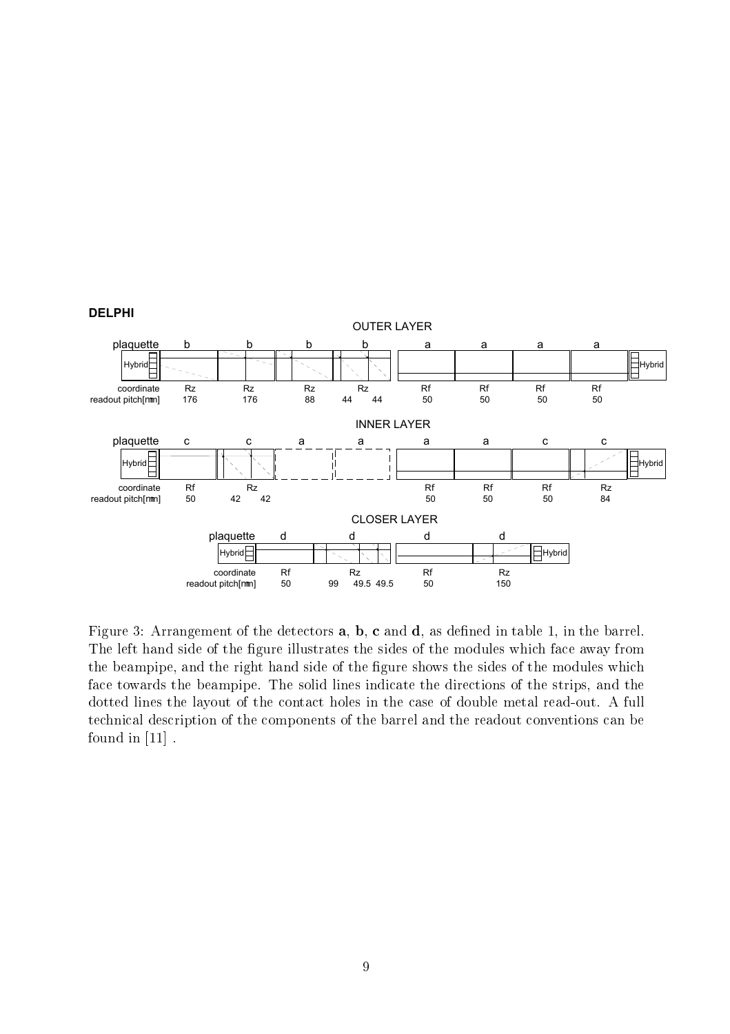DELPHI

OUTER LAYER

| plaquette | b | b | b | b | a | a | a | a |
|---|---|---|---|---|---|---|---|---|
| coordinate | Rz | Rz | Rz | Rz | Rf | Rf | Rf | Rf |
| readout pitch[mm] | 176 | 176 | 88 | 44 44 | 50 | 50 | 50 | 50 |

INNER LAYER

| plaquette | c | c | a | a | a | a | c | c |
|---|---|---|---|---|---|---|---|---|
| coordinate | Rf | Rz | | | Rf | Rf | Rf | Rz |
| readout pitch[mm] | 50 | 42 42 | | | 50 | 50 | 50 | 84 |

CLOSER LAYER

| plaquette | d | d | d | d |
|---|---|---|---|---|
| coordinate | Rf | Rz | Rf | Rz |
| readout pitch[mm] | 50 | 99 49.5 49.5 | 50 | 150 |

Figure 3: Arrangement of the detectors **a**, **b**, **c** and **d**, as defined in table 1, in the barrel. The left hand side of the figure illustrates the sides of the modules which face away from the beampipe, and the right hand side of the figure shows the sides of the modules which face towards the beampipe. The solid lines indicate the directions of the strips, and the dotted lines the layout of the contact holes in the case of double metal read-out. A full technical description of the components of the barrel and the readout conventions can be found in [11] .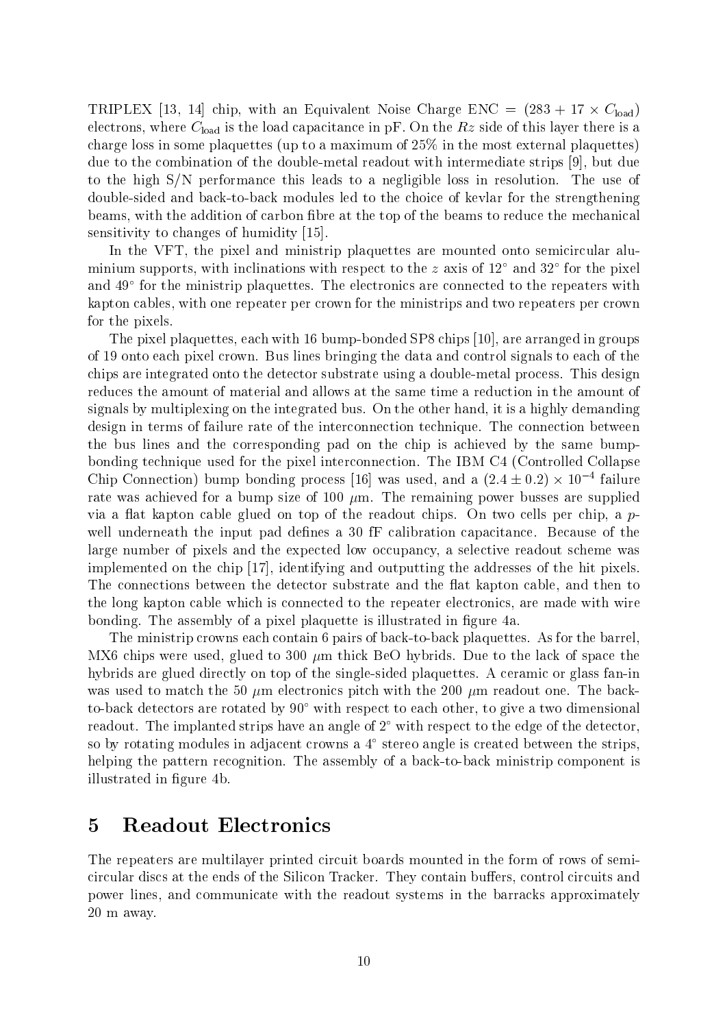TRIPLEX [13, 14] chip, with an Equivalent Noise Charge ENC = $(283 + 17 \times C_{\rm load})$ electrons, where $C_{\rm load}$ is the load capacitance in pF. On the $Rz$ side of this layer there is a charge loss in some plaquettes (up to a maximum of 25% in the most external plaquettes) due to the combination of the double-metal readout with intermediate strips [9], but due to the high S/N performance this leads to a negligible loss in resolution. The use of double-sided and back-to-back modules led to the choice of kevlar for the strengthening beams, with the addition of carbon fibre at the top of the beams to reduce the mechanical sensitivity to changes of humidity [15].

In the VFT, the pixel and ministrip plaquettes are mounted onto semicircular aluminium supports, with inclinations with respect to the $z$ axis of $12^\circ$ and $32^\circ$ for the pixel and $49^\circ$ for the ministrip plaquettes. The electronics are connected to the repeaters with kapton cables, with one repeater per crown for the ministrips and two repeaters per crown for the pixels.

The pixel plaquettes, each with 16 bump-bonded SP8 chips [10], are arranged in groups of 19 onto each pixel crown. Bus lines bringing the data and control signals to each of the chips are integrated onto the detector substrate using a double-metal process. This design reduces the amount of material and allows at the same time a reduction in the amount of signals by multiplexing on the integrated bus. On the other hand, it is a highly demanding design in terms of failure rate of the interconnection technique. The connection between the bus lines and the corresponding pad on the chip is achieved by the same bump-bonding technique used for the pixel interconnection. The IBM C4 (Controlled Collapse Chip Connection) bump bonding process [16] was used, and a $(2.4 \pm 0.2) \times 10^{-4}$ failure rate was achieved for a bump size of 100 $\mu$m. The remaining power busses are supplied via a flat kapton cable glued on top of the readout chips. On two cells per chip, a $p$-well underneath the input pad defines a 30 fF calibration capacitance. Because of the large number of pixels and the expected low occupancy, a selective readout scheme was implemented on the chip [17], identifying and outputting the addresses of the hit pixels. The connections between the detector substrate and the flat kapton cable, and then to the long kapton cable which is connected to the repeater electronics, are made with wire bonding. The assembly of a pixel plaquette is illustrated in figure 4a.

The ministrip crowns each contain 6 pairs of back-to-back plaquettes. As for the barrel, MX6 chips were used, glued to 300 $\mu$m thick BeO hybrids. Due to the lack of space the hybrids are glued directly on top of the single-sided plaquettes. A ceramic or glass fan-in was used to match the 50 $\mu$m electronics pitch with the 200 $\mu$m readout one. The back-to-back detectors are rotated by $90^\circ$ with respect to each other, to give a two dimensional readout. The implanted strips have an angle of $2^\circ$ with respect to the edge of the detector, so by rotating modules in adjacent crowns a $4^\circ$ stereo angle is created between the strips, helping the pattern recognition. The assembly of a back-to-back ministrip component is illustrated in figure 4b.

# 5 Readout Electronics

The repeaters are multilayer printed circuit boards mounted in the form of rows of semicircular discs at the ends of the Silicon Tracker. They contain buffers, control circuits and power lines, and communicate with the readout systems in the barracks approximately 20 m away.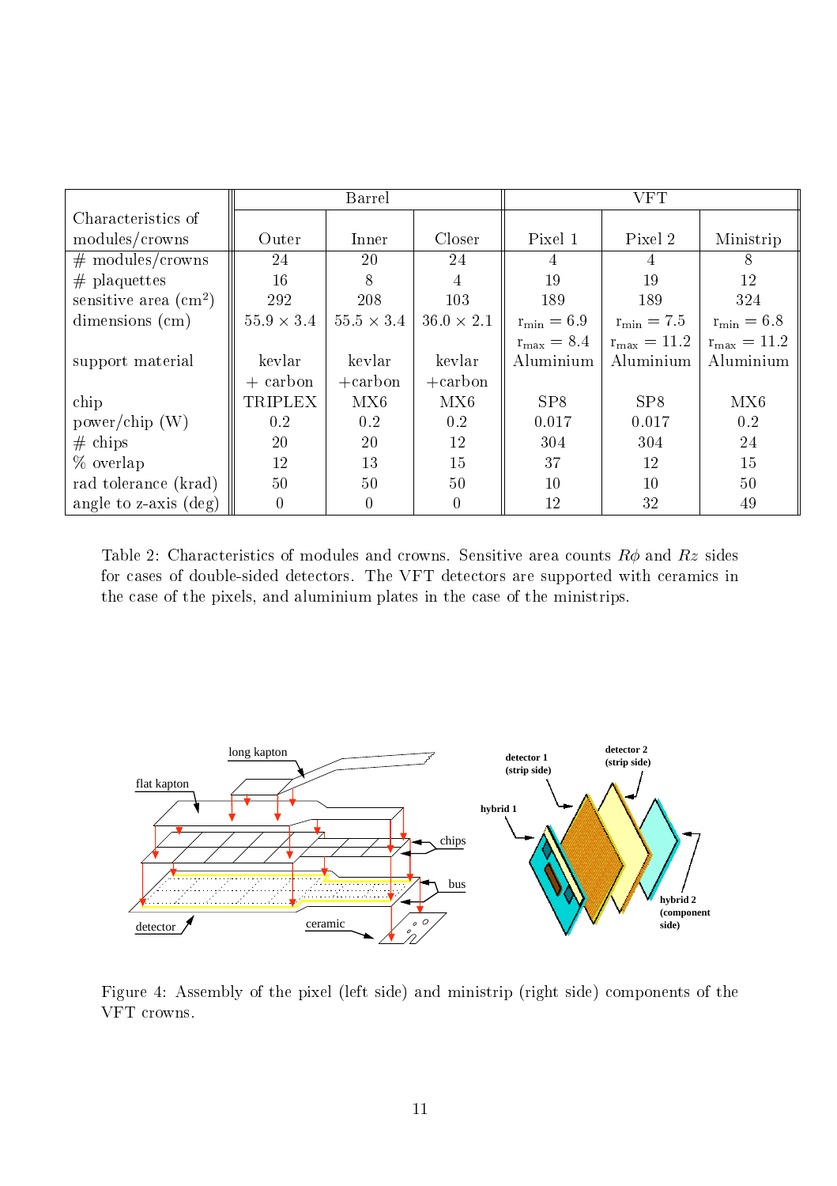| Characteristics of modules/crowns | Barrel | | | VFT | | |
|---|---|---|---|---|---|---|
| | Outer | Inner | Closer | Pixel 1 | Pixel 2 | Ministrip |
| # modules/crowns | 24 | 20 | 24 | 4 | 4 | 8 |
| # plaquettes | 16 | 8 | 4 | 19 | 19 | 12 |
| sensitive area (cm$^2$) | 292 | 208 | 103 | 189 | 189 | 324 |
| dimensions (cm) | 55.9 × 3.4 | 55.5 × 3.4 | 36.0 × 2.1 | $r_{min}$ = 6.9, $r_{max}$ = 8.4 | $r_{min}$ = 7.5, $r_{max}$ = 11.2 | $r_{min}$ = 6.8, $r_{max}$ = 11.2 |
| support material | kevlar + carbon | kevlar +carbon | kevlar +carbon | Aluminium | Aluminium | Aluminium |
| chip | TRIPLEX | MX6 | MX6 | SP8 | SP8 | MX6 |
| power/chip (W) | 0.2 | 0.2 | 0.2 | 0.017 | 0.017 | 0.2 |
| # chips | 20 | 20 | 12 | 304 | 304 | 24 |
| % overlap | 12 | 13 | 15 | 37 | 12 | 15 |
| rad tolerance (krad) | 50 | 50 | 50 | 10 | 10 | 50 |
| angle to z-axis (deg) | 0 | 0 | 0 | 12 | 32 | 49 |

Table 2: Characteristics of modules and crowns. Sensitive area counts $R\phi$ and $Rz$ sides for cases of double-sided detectors. The VFT detectors are supported with ceramics in the case of the pixels, and aluminium plates in the case of the ministrips.

Figure 4: Assembly of the pixel (left side) and ministrip (right side) components of the VFT crowns.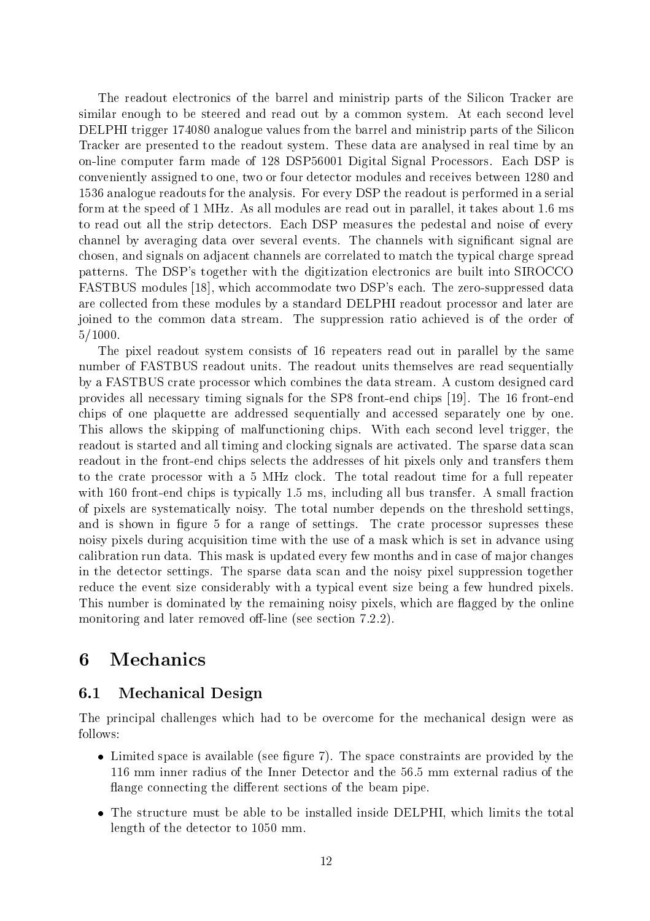The readout electronics of the barrel and ministrip parts of the Silicon Tracker are similar enough to be steered and read out by a common system. At each second level DELPHI trigger 174080 analogue values from the barrel and ministrip parts of the Silicon Tracker are presented to the readout system. These data are analysed in real time by an on-line computer farm made of 128 DSP56001 Digital Signal Processors. Each DSP is conveniently assigned to one, two or four detector modules and receives between 1280 and 1536 analogue readouts for the analysis. For every DSP the readout is performed in a serial form at the speed of 1 MHz. As all modules are read out in parallel, it takes about 1.6 ms to read out all the strip detectors. Each DSP measures the pedestal and noise of every channel by averaging data over several events. The channels with significant signal are chosen, and signals on adjacent channels are correlated to match the typical charge spread patterns. The DSP's together with the digitization electronics are built into SIROCCO FASTBUS modules [18], which accommodate two DSP's each. The zero-suppressed data are collected from these modules by a standard DELPHI readout processor and later are joined to the common data stream. The suppression ratio achieved is of the order of 5/1000.

The pixel readout system consists of 16 repeaters read out in parallel by the same number of FASTBUS readout units. The readout units themselves are read sequentially by a FASTBUS crate processor which combines the data stream. A custom designed card provides all necessary timing signals for the SP8 front-end chips [19]. The 16 front-end chips of one plaquette are addressed sequentially and accessed separately one by one. This allows the skipping of malfunctioning chips. With each second level trigger, the readout is started and all timing and clocking signals are activated. The sparse data scan readout in the front-end chips selects the addresses of hit pixels only and transfers them to the crate processor with a 5 MHz clock. The total readout time for a full repeater with 160 front-end chips is typically 1.5 ms, including all bus transfer. A small fraction of pixels are systematically noisy. The total number depends on the threshold settings, and is shown in figure 5 for a range of settings. The crate processor supresses these noisy pixels during acquisition time with the use of a mask which is set in advance using calibration run data. This mask is updated every few months and in case of major changes in the detector settings. The sparse data scan and the noisy pixel suppression together reduce the event size considerably with a typical event size being a few hundred pixels. This number is dominated by the remaining noisy pixels, which are flagged by the online monitoring and later removed off-line (see section 7.2.2).

# 6 Mechanics

## 6.1 Mechanical Design

The principal challenges which had to be overcome for the mechanical design were as follows:

- Limited space is available (see figure 7). The space constraints are provided by the 116 mm inner radius of the Inner Detector and the 56.5 mm external radius of the flange connecting the different sections of the beam pipe.
- The structure must be able to be installed inside DELPHI, which limits the total length of the detector to 1050 mm.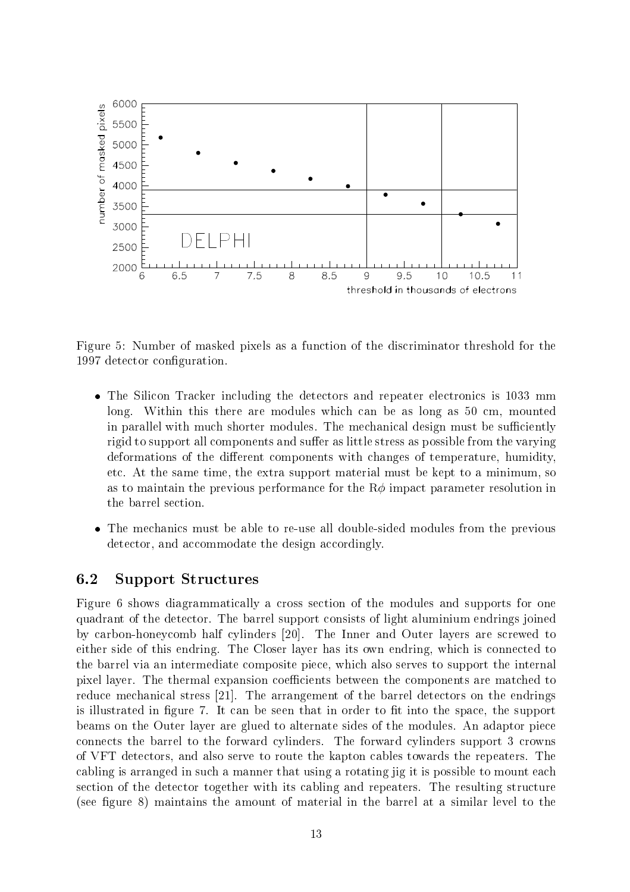Figure 5: Number of masked pixels as a function of the discriminator threshold for the 1997 detector configuration.

- The Silicon Tracker including the detectors and repeater electronics is 1033 mm long. Within this there are modules which can be as long as 50 cm, mounted in parallel with much shorter modules. The mechanical design must be sufficiently rigid to support all components and suffer as little stress as possible from the varying deformations of the different components with changes of temperature, humidity, etc. At the same time, the extra support material must be kept to a minimum, so as to maintain the previous performance for the R$\phi$ impact parameter resolution in the barrel section.
- The mechanics must be able to re-use all double-sided modules from the previous detector, and accommodate the design accordingly.

## 6.2 Support Structures

Figure 6 shows diagrammatically a cross section of the modules and supports for one quadrant of the detector. The barrel support consists of light aluminium endrings joined by carbon-honeycomb half cylinders [20]. The Inner and Outer layers are screwed to either side of this endring. The Closer layer has its own endring, which is connected to the barrel via an intermediate composite piece, which also serves to support the internal pixel layer. The thermal expansion coefficients between the components are matched to reduce mechanical stress [21]. The arrangement of the barrel detectors on the endrings is illustrated in figure 7. It can be seen that in order to fit into the space, the support beams on the Outer layer are glued to alternate sides of the modules. An adaptor piece connects the barrel to the forward cylinders. The forward cylinders support 3 crowns of VFT detectors, and also serve to route the kapton cables towards the repeaters. The cabling is arranged in such a manner that using a rotating jig it is possible to mount each section of the detector together with its cabling and repeaters. The resulting structure (see figure 8) maintains the amount of material in the barrel at a similar level to the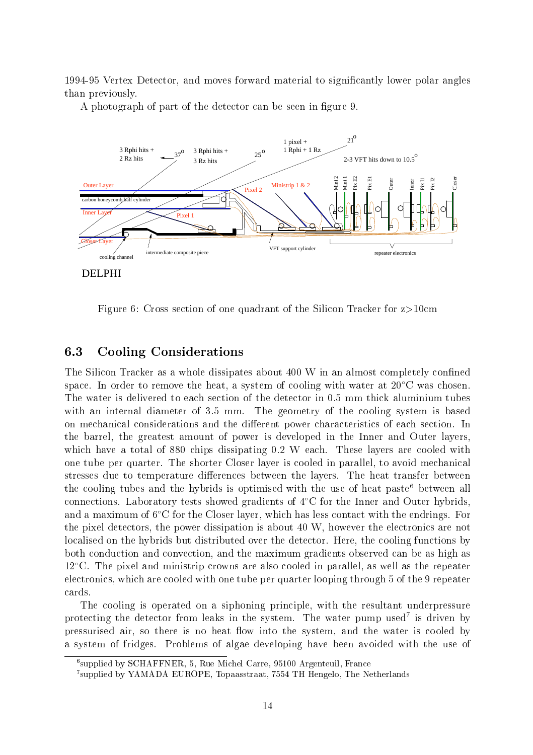1994-95 Vertex Detector, and moves forward material to significantly lower polar angles than previously.

A photograph of part of the detector can be seen in figure 9.

Figure 6: Cross section of one quadrant of the Silicon Tracker for z>10cm

## 6.3 Cooling Considerations

The Silicon Tracker as a whole dissipates about 400 W in an almost completely confined space. In order to remove the heat, a system of cooling with water at 20°C was chosen. The water is delivered to each section of the detector in 0.5 mm thick aluminium tubes with an internal diameter of 3.5 mm. The geometry of the cooling system is based on mechanical considerations and the different power characteristics of each section. In the barrel, the greatest amount of power is developed in the Inner and Outer layers, which have a total of 880 chips dissipating 0.2 W each. These layers are cooled with one tube per quarter. The shorter Closer layer is cooled in parallel, to avoid mechanical stresses due to temperature differences between the layers. The heat transfer between the cooling tubes and the hybrids is optimised with the use of heat paste[6] between all connections. Laboratory tests showed gradients of 4°C for the Inner and Outer hybrids, and a maximum of 6°C for the Closer layer, which has less contact with the endrings. For the pixel detectors, the power dissipation is about 40 W, however the electronics are not localised on the hybrids but distributed over the detector. Here, the cooling functions by both conduction and convection, and the maximum gradients observed can be as high as 12°C. The pixel and ministrip crowns are also cooled in parallel, as well as the repeater electronics, which are cooled with one tube per quarter looping through 5 of the 9 repeater cards.

The cooling is operated on a siphoning principle, with the resultant underpressure protecting the detector from leaks in the system. The water pump used[7] is driven by pressurised air, so there is no heat flow into the system, and the water is cooled by a system of fridges. Problems of algae developing have been avoided with the use of

[6] supplied by SCHAFFNER, 5, Rue Michel Carre, 95100 Argenteuil, France

[7] supplied by YAMADA EUROPE, Topaasstraat, 7554 TH Hengelo, The Netherlands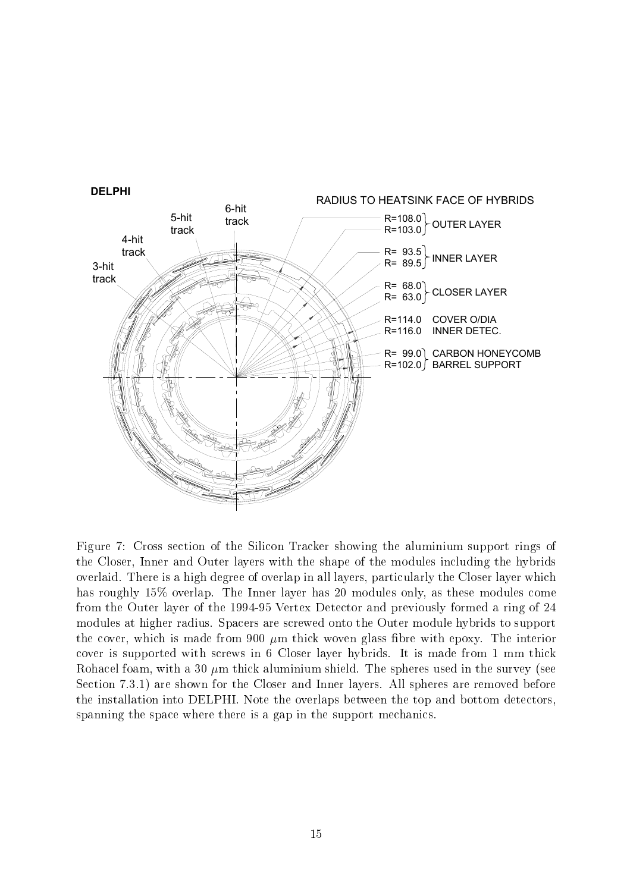Figure 7: Cross section of the Silicon Tracker showing the aluminium support rings of the Closer, Inner and Outer layers with the shape of the modules including the hybrids overlaid. There is a high degree of overlap in all layers, particularly the Closer layer which has roughly 15% overlap. The Inner layer has 20 modules only, as these modules come from the Outer layer of the 1994-95 Vertex Detector and previously formed a ring of 24 modules at higher radius. Spacers are screwed onto the Outer module hybrids to support the cover, which is made from 900 $\mu$m thick woven glass fibre with epoxy. The interior cover is supported with screws in 6 Closer layer hybrids. It is made from 1 mm thick Rohacel foam, with a 30 $\mu$m thick aluminium shield. The spheres used in the survey (see Section 7.3.1) are shown for the Closer and Inner layers. All spheres are removed before the installation into DELPHI. Note the overlaps between the top and bottom detectors, spanning the space where there is a gap in the support mechanics.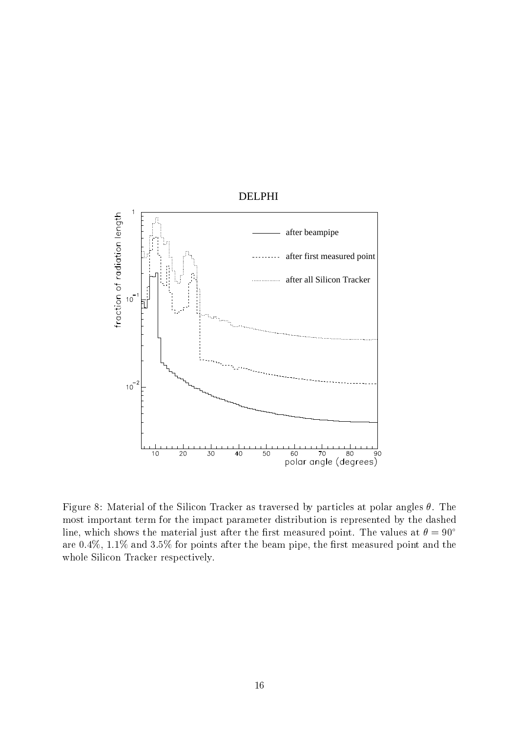Figure 8: Material of the Silicon Tracker as traversed by particles at polar angles $\theta$. The most important term for the impact parameter distribution is represented by the dashed line, which shows the material just after the first measured point. The values at $\theta = 90^{\circ}$ are 0.4%, 1.1% and 3.5% for points after the beam pipe, the first measured point and the whole Silicon Tracker respectively.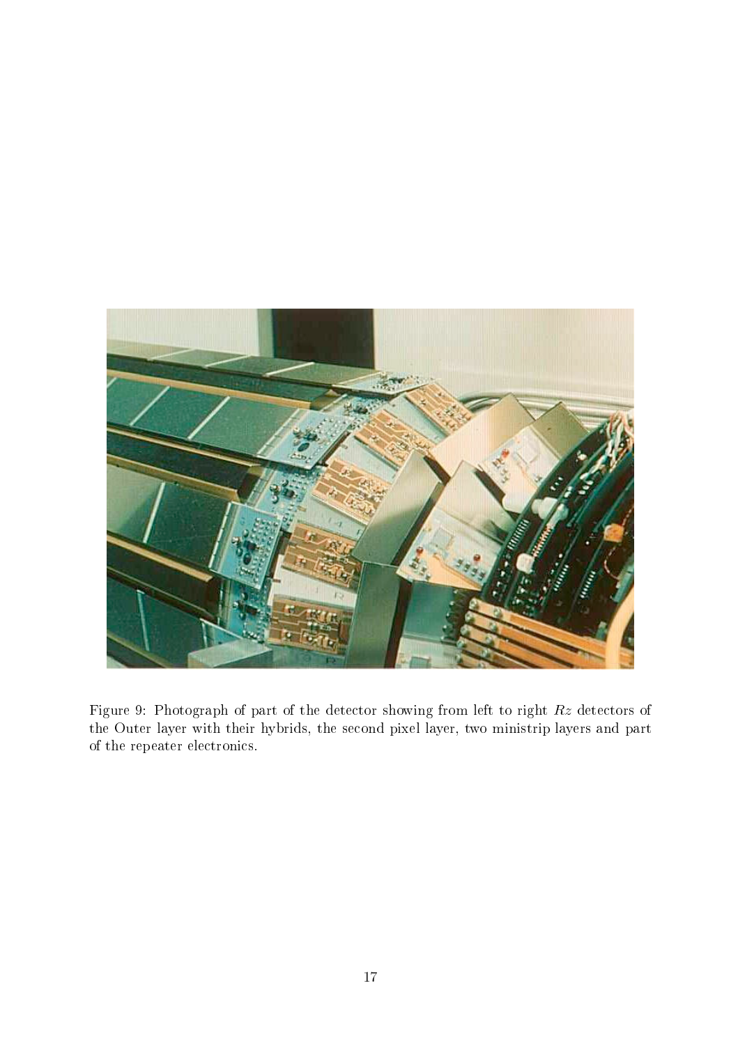Figure 9: Photograph of part of the detector showing from left to right $Rz$ detectors of the Outer layer with their hybrids, the second pixel layer, two ministrip layers and part of the repeater electronics.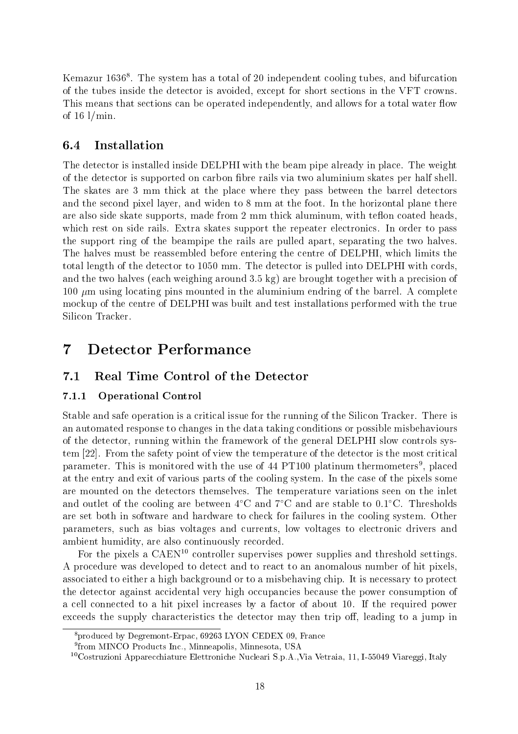Kemazur 1636[8]. The system has a total of 20 independent cooling tubes, and bifurcation of the tubes inside the detector is avoided, except for short sections in the VFT crowns. This means that sections can be operated independently, and allows for a total water flow of 16 l/min.

## 6.4 Installation

The detector is installed inside DELPHI with the beam pipe already in place. The weight of the detector is supported on carbon fibre rails via two aluminium skates per half shell. The skates are 3 mm thick at the place where they pass between the barrel detectors and the second pixel layer, and widen to 8 mm at the foot. In the horizontal plane there are also side skate supports, made from 2 mm thick aluminum, with teflon coated heads, which rest on side rails. Extra skates support the repeater electronics. In order to pass the support ring of the beampipe the rails are pulled apart, separating the two halves. The halves must be reassembled before entering the centre of DELPHI, which limits the total length of the detector to 1050 mm. The detector is pulled into DELPHI with cords, and the two halves (each weighing around 3.5 kg) are brought together with a precision of 100 $\mu$m using locating pins mounted in the aluminium endring of the barrel. A complete mockup of the centre of DELPHI was built and test installations performed with the true Silicon Tracker.

# 7 Detector Performance

## 7.1 Real Time Control of the Detector

### 7.1.1 Operational Control

Stable and safe operation is a critical issue for the running of the Silicon Tracker. There is an automated response to changes in the data taking conditions or possible misbehaviours of the detector, running within the framework of the general DELPHI slow controls system [22]. From the safety point of view the temperature of the detector is the most critical parameter. This is monitored with the use of 44 PT100 platinum thermometers[9], placed at the entry and exit of various parts of the cooling system. In the case of the pixels some are mounted on the detectors themselves. The temperature variations seen on the inlet and outlet of the cooling are between 4°C and 7°C and are stable to 0.1°C. Thresholds are set both in software and hardware to check for failures in the cooling system. Other parameters, such as bias voltages and currents, low voltages to electronic drivers and ambient humidity, are also continuously recorded.

For the pixels a CAEN[10] controller supervises power supplies and threshold settings. A procedure was developed to detect and to react to an anomalous number of hit pixels, associated to either a high background or to a misbehaving chip. It is necessary to protect the detector against accidental very high occupancies because the power consumption of a cell connected to a hit pixel increases by a factor of about 10. If the required power exceeds the supply characteristics the detector may then trip off, leading to a jump in

[8]produced by Degremont-Erpac, 69263 LYON CEDEX 09, France

[9]from MINCO Products Inc., Minneapolis, Minnesota, USA

[10]Costruzioni Apparecchiature Elettroniche Nucleari S.p.A.,Via Vetraia, 11, I-55049 Viareggi, Italy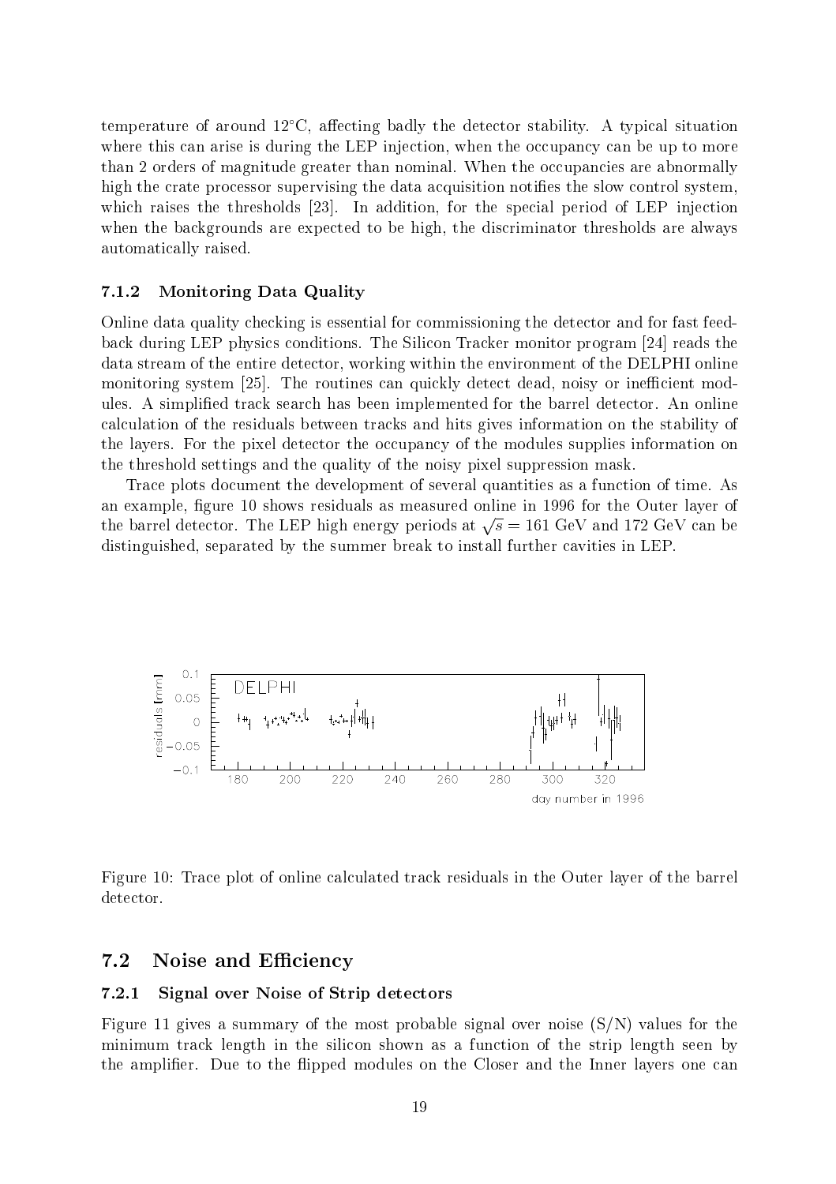temperature of around 12°C, affecting badly the detector stability. A typical situation where this can arise is during the LEP injection, when the occupancy can be up to more than 2 orders of magnitude greater than nominal. When the occupancies are abnormally high the crate processor supervising the data acquisition notifies the slow control system, which raises the thresholds [23]. In addition, for the special period of LEP injection when the backgrounds are expected to be high, the discriminator thresholds are always automatically raised.

### 7.1.2 Monitoring Data Quality

Online data quality checking is essential for commissioning the detector and for fast feedback during LEP physics conditions. The Silicon Tracker monitor program [24] reads the data stream of the entire detector, working within the environment of the DELPHI online monitoring system [25]. The routines can quickly detect dead, noisy or inefficient modules. A simplified track search has been implemented for the barrel detector. An online calculation of the residuals between tracks and hits gives information on the stability of the layers. For the pixel detector the occupancy of the modules supplies information on the threshold settings and the quality of the noisy pixel suppression mask.

Trace plots document the development of several quantities as a function of time. As an example, figure 10 shows residuals as measured online in 1996 for the Outer layer of the barrel detector. The LEP high energy periods at $\sqrt{s} = 161$ GeV and 172 GeV can be distinguished, separated by the summer break to install further cavities in LEP.

Figure 10: Trace plot of online calculated track residuals in the Outer layer of the barrel detector.

## 7.2 Noise and Efficiency

### 7.2.1 Signal over Noise of Strip detectors

Figure 11 gives a summary of the most probable signal over noise (S/N) values for the minimum track length in the silicon shown as a function of the strip length seen by the amplifier. Due to the flipped modules on the Closer and the Inner layers one can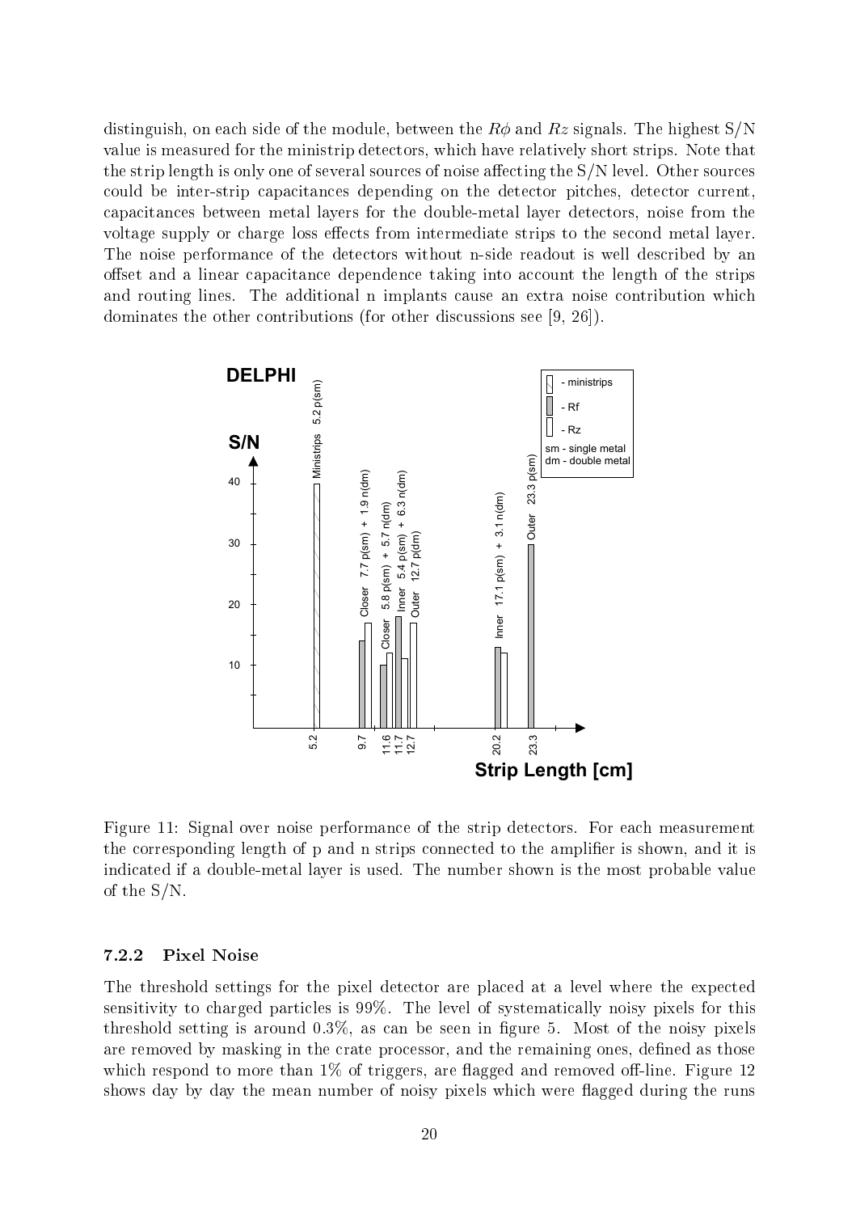distinguish, on each side of the module, between the $R\phi$ and $Rz$ signals. The highest S/N value is measured for the ministrip detectors, which have relatively short strips. Note that the strip length is only one of several sources of noise affecting the S/N level. Other sources could be inter-strip capacitances depending on the detector pitches, detector current, capacitances between metal layers for the double-metal layer detectors, noise from the voltage supply or charge loss effects from intermediate strips to the second metal layer. The noise performance of the detectors without n-side readout is well described by an offset and a linear capacitance dependence taking into account the length of the strips and routing lines. The additional n implants cause an extra noise contribution which dominates the other contributions (for other discussions see [9, 26]).

Figure 11: Signal over noise performance of the strip detectors. For each measurement the corresponding length of p and n strips connected to the amplifier is shown, and it is indicated if a double-metal layer is used. The number shown is the most probable value of the S/N.

### 7.2.2 Pixel Noise

The threshold settings for the pixel detector are placed at a level where the expected sensitivity to charged particles is 99%. The level of systematically noisy pixels for this threshold setting is around 0.3%, as can be seen in figure 5. Most of the noisy pixels are removed by masking in the crate processor, and the remaining ones, defined as those which respond to more than 1% of triggers, are flagged and removed off-line. Figure 12 shows day by day the mean number of noisy pixels which were flagged during the runs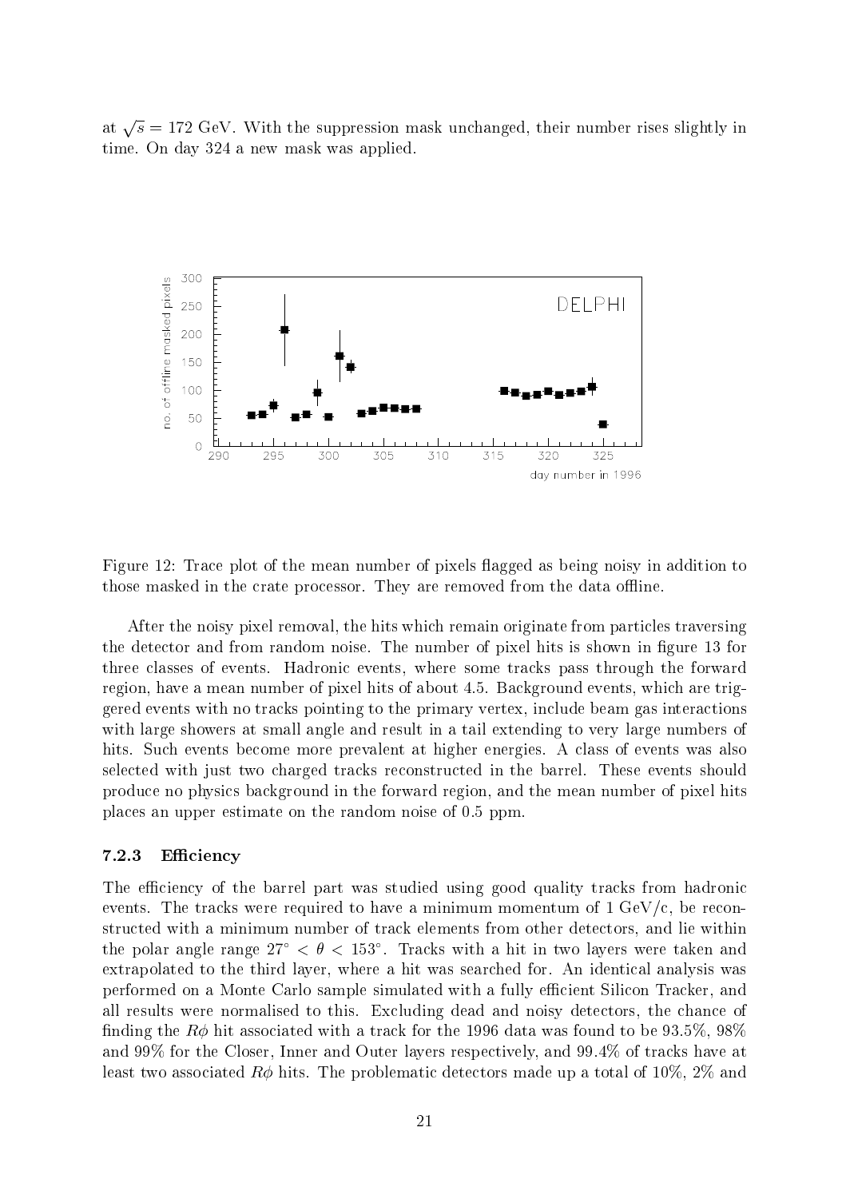at $\sqrt{s} = 172$ GeV. With the suppression mask unchanged, their number rises slightly in time. On day 324 a new mask was applied.

Figure 12: Trace plot of the mean number of pixels flagged as being noisy in addition to those masked in the crate processor. They are removed from the data offline.

After the noisy pixel removal, the hits which remain originate from particles traversing the detector and from random noise. The number of pixel hits is shown in figure 13 for three classes of events. Hadronic events, where some tracks pass through the forward region, have a mean number of pixel hits of about 4.5. Background events, which are triggered events with no tracks pointing to the primary vertex, include beam gas interactions with large showers at small angle and result in a tail extending to very large numbers of hits. Such events become more prevalent at higher energies. A class of events was also selected with just two charged tracks reconstructed in the barrel. These events should produce no physics background in the forward region, and the mean number of pixel hits places an upper estimate on the random noise of 0.5 ppm.

### 7.2.3 Efficiency

The efficiency of the barrel part was studied using good quality tracks from hadronic events. The tracks were required to have a minimum momentum of 1 GeV/c, be reconstructed with a minimum number of track elements from other detectors, and lie within the polar angle range $27^\circ < \theta < 153^\circ$. Tracks with a hit in two layers were taken and extrapolated to the third layer, where a hit was searched for. An identical analysis was performed on a Monte Carlo sample simulated with a fully efficient Silicon Tracker, and all results were normalised to this. Excluding dead and noisy detectors, the chance of finding the $R\phi$ hit associated with a track for the 1996 data was found to be 93.5%, 98% and 99% for the Closer, Inner and Outer layers respectively, and 99.4% of tracks have at least two associated $R\phi$ hits. The problematic detectors made up a total of 10%, 2% and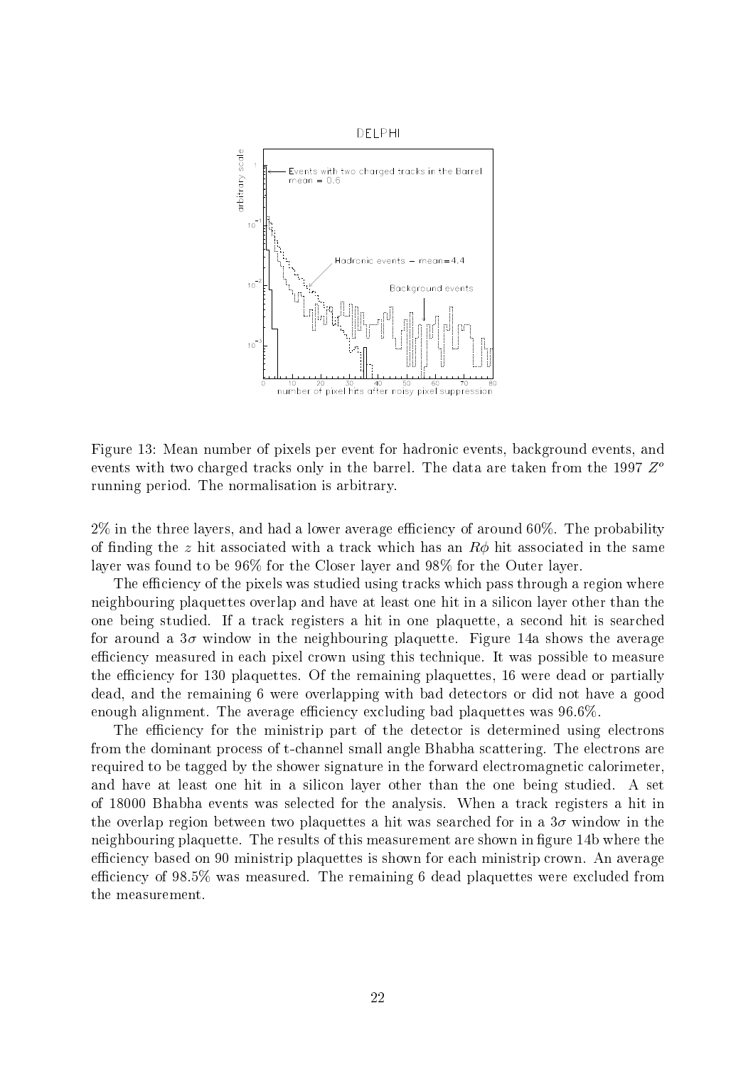Figure 13: Mean number of pixels per event for hadronic events, background events, and events with two charged tracks only in the barrel. The data are taken from the 1997 $Z^o$ running period. The normalisation is arbitrary.

2% in the three layers, and had a lower average efficiency of around 60%. The probability of finding the $z$ hit associated with a track which has an $R\phi$ hit associated in the same layer was found to be 96% for the Closer layer and 98% for the Outer layer.

The efficiency of the pixels was studied using tracks which pass through a region where neighbouring plaquettes overlap and have at least one hit in a silicon layer other than the one being studied. If a track registers a hit in one plaquette, a second hit is searched for around a $3\sigma$ window in the neighbouring plaquette. Figure 14a shows the average efficiency measured in each pixel crown using this technique. It was possible to measure the efficiency for 130 plaquettes. Of the remaining plaquettes, 16 were dead or partially dead, and the remaining 6 were overlapping with bad detectors or did not have a good enough alignment. The average efficiency excluding bad plaquettes was 96.6%.

The efficiency for the ministrip part of the detector is determined using electrons from the dominant process of t-channel small angle Bhabha scattering. The electrons are required to be tagged by the shower signature in the forward electromagnetic calorimeter, and have at least one hit in a silicon layer other than the one being studied. A set of 18000 Bhabha events was selected for the analysis. When a track registers a hit in the overlap region between two plaquettes a hit was searched for in a $3\sigma$ window in the neighbouring plaquette. The results of this measurement are shown in figure 14b where the efficiency based on 90 ministrip plaquettes is shown for each ministrip crown. An average efficiency of 98.5% was measured. The remaining 6 dead plaquettes were excluded from the measurement.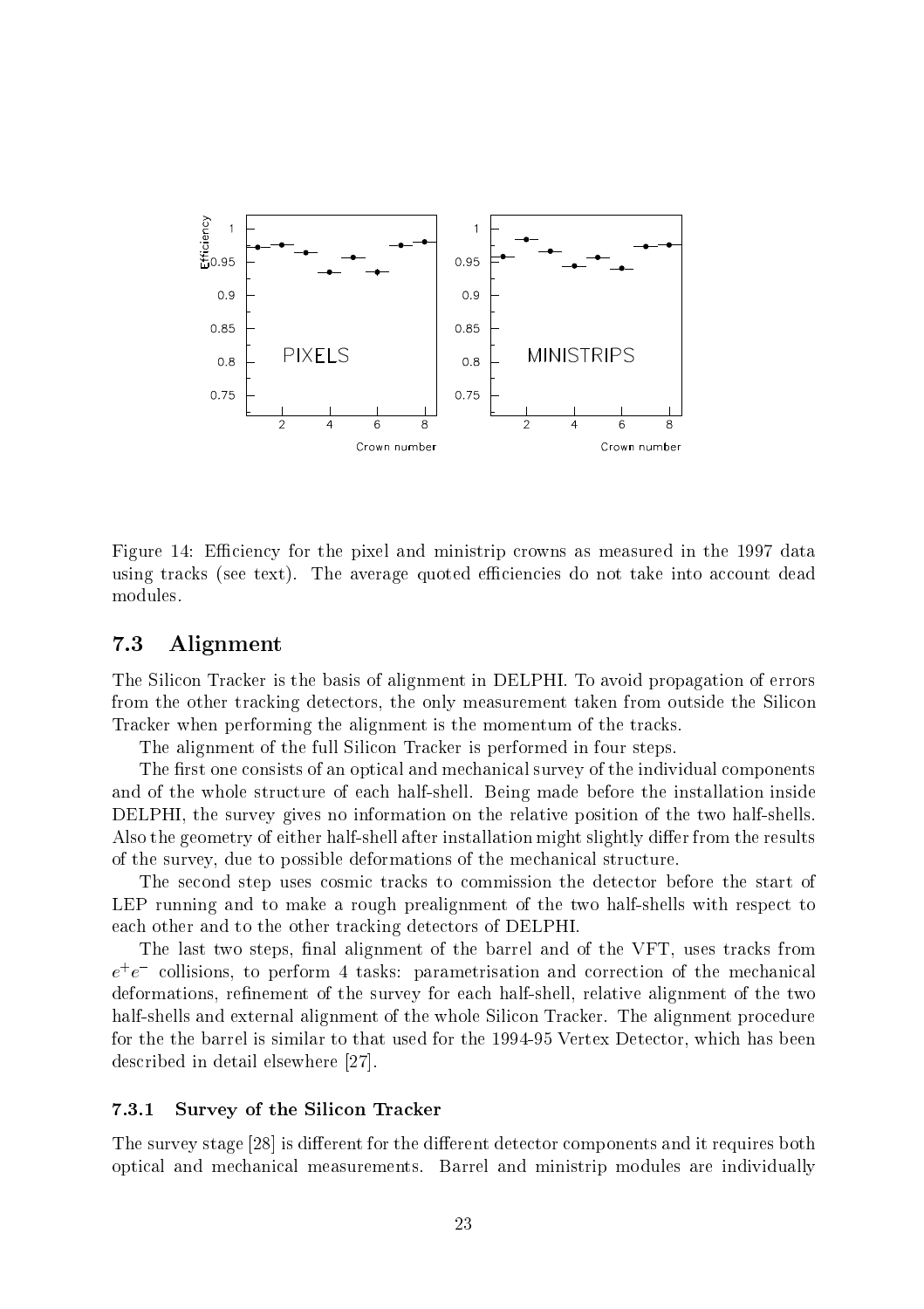Figure 14: Efficiency for the pixel and ministrip crowns as measured in the 1997 data using tracks (see text). The average quoted efficiencies do not take into account dead modules.

## 7.3 Alignment

The Silicon Tracker is the basis of alignment in DELPHI. To avoid propagation of errors from the other tracking detectors, the only measurement taken from outside the Silicon Tracker when performing the alignment is the momentum of the tracks.

The alignment of the full Silicon Tracker is performed in four steps.

The first one consists of an optical and mechanical survey of the individual components and of the whole structure of each half-shell. Being made before the installation inside DELPHI, the survey gives no information on the relative position of the two half-shells. Also the geometry of either half-shell after installation might slightly differ from the results of the survey, due to possible deformations of the mechanical structure.

The second step uses cosmic tracks to commission the detector before the start of LEP running and to make a rough prealignment of the two half-shells with respect to each other and to the other tracking detectors of DELPHI.

The last two steps, final alignment of the barrel and of the VFT, uses tracks from $e^+e^-$ collisions, to perform 4 tasks: parametrisation and correction of the mechanical deformations, refinement of the survey for each half-shell, relative alignment of the two half-shells and external alignment of the whole Silicon Tracker. The alignment procedure for the the barrel is similar to that used for the 1994-95 Vertex Detector, which has been described in detail elsewhere [27].

### 7.3.1 Survey of the Silicon Tracker

The survey stage [28] is different for the different detector components and it requires both optical and mechanical measurements. Barrel and ministrip modules are individually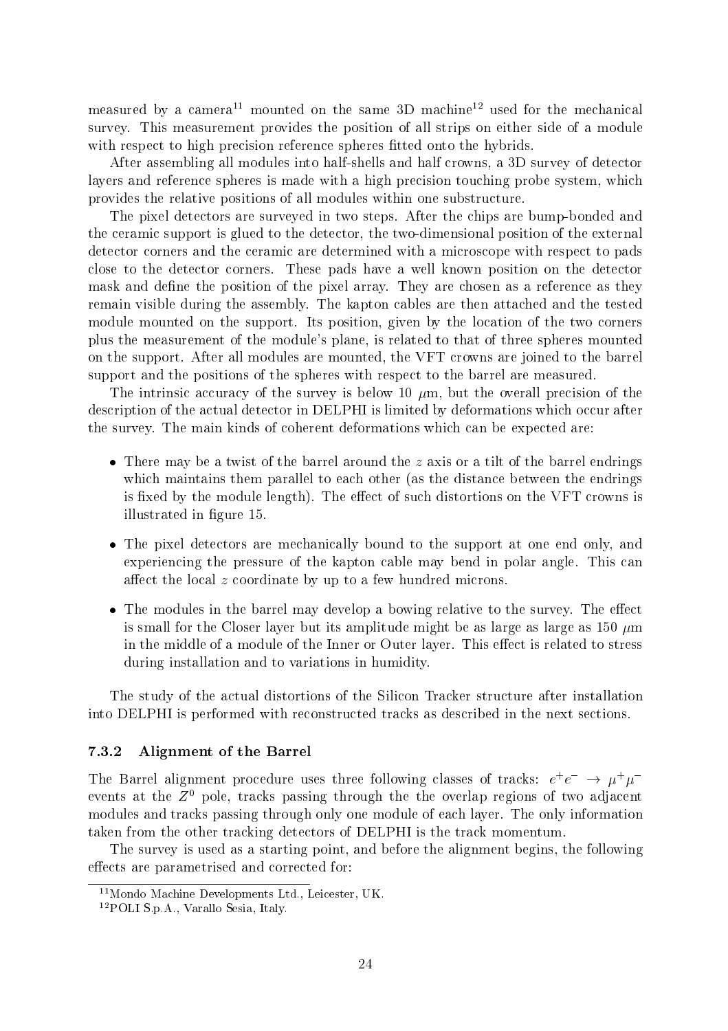measured by a camera[11] mounted on the same 3D machine[12] used for the mechanical survey. This measurement provides the position of all strips on either side of a module with respect to high precision reference spheres fitted onto the hybrids.

After assembling all modules into half-shells and half crowns, a 3D survey of detector layers and reference spheres is made with a high precision touching probe system, which provides the relative positions of all modules within one substructure.

The pixel detectors are surveyed in two steps. After the chips are bump-bonded and the ceramic support is glued to the detector, the two-dimensional position of the external detector corners and the ceramic are determined with a microscope with respect to pads close to the detector corners. These pads have a well known position on the detector mask and define the position of the pixel array. They are chosen as a reference as they remain visible during the assembly. The kapton cables are then attached and the tested module mounted on the support. Its position, given by the location of the two corners plus the measurement of the module's plane, is related to that of three spheres mounted on the support. After all modules are mounted, the VFT crowns are joined to the barrel support and the positions of the spheres with respect to the barrel are measured.

The intrinsic accuracy of the survey is below 10 $\mu$m, but the overall precision of the description of the actual detector in DELPHI is limited by deformations which occur after the survey. The main kinds of coherent deformations which can be expected are:

- There may be a twist of the barrel around the $z$ axis or a tilt of the barrel endrings which maintains them parallel to each other (as the distance between the endrings is fixed by the module length). The effect of such distortions on the VFT crowns is illustrated in figure 15.
- The pixel detectors are mechanically bound to the support at one end only, and experiencing the pressure of the kapton cable may bend in polar angle. This can affect the local $z$ coordinate by up to a few hundred microns.
- The modules in the barrel may develop a bowing relative to the survey. The effect is small for the Closer layer but its amplitude might be as large as large as 150 $\mu$m in the middle of a module of the Inner or Outer layer. This effect is related to stress during installation and to variations in humidity.

The study of the actual distortions of the Silicon Tracker structure after installation into DELPHI is performed with reconstructed tracks as described in the next sections.

### 7.3.2 Alignment of the Barrel

The Barrel alignment procedure uses three following classes of tracks: $e^+e^- \rightarrow \mu^+\mu^-$ events at the $Z^0$ pole, tracks passing through the the overlap regions of two adjacent modules and tracks passing through only one module of each layer. The only information taken from the other tracking detectors of DELPHI is the track momentum.

The survey is used as a starting point, and before the alignment begins, the following effects are parametrised and corrected for:

[11] Mondo Machine Developments Ltd., Leicester, UK.

[12] POLI S.p.A., Varallo Sesia, Italy.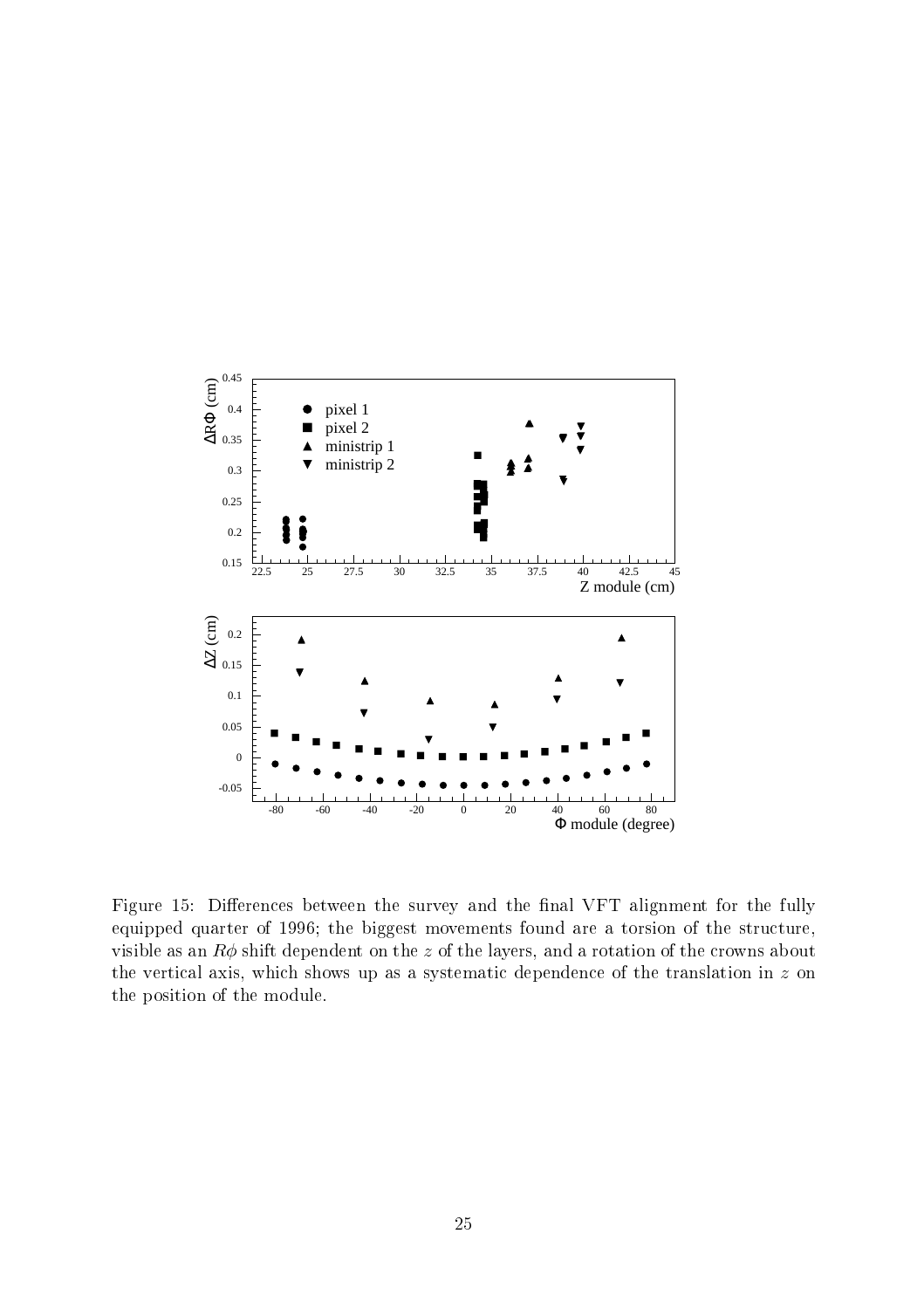Figure 15: Differences between the survey and the final VFT alignment for the fully equipped quarter of 1996; the biggest movements found are a torsion of the structure, visible as an $R\phi$ shift dependent on the $z$ of the layers, and a rotation of the crowns about the vertical axis, which shows up as a systematic dependence of the translation in $z$ on the position of the module.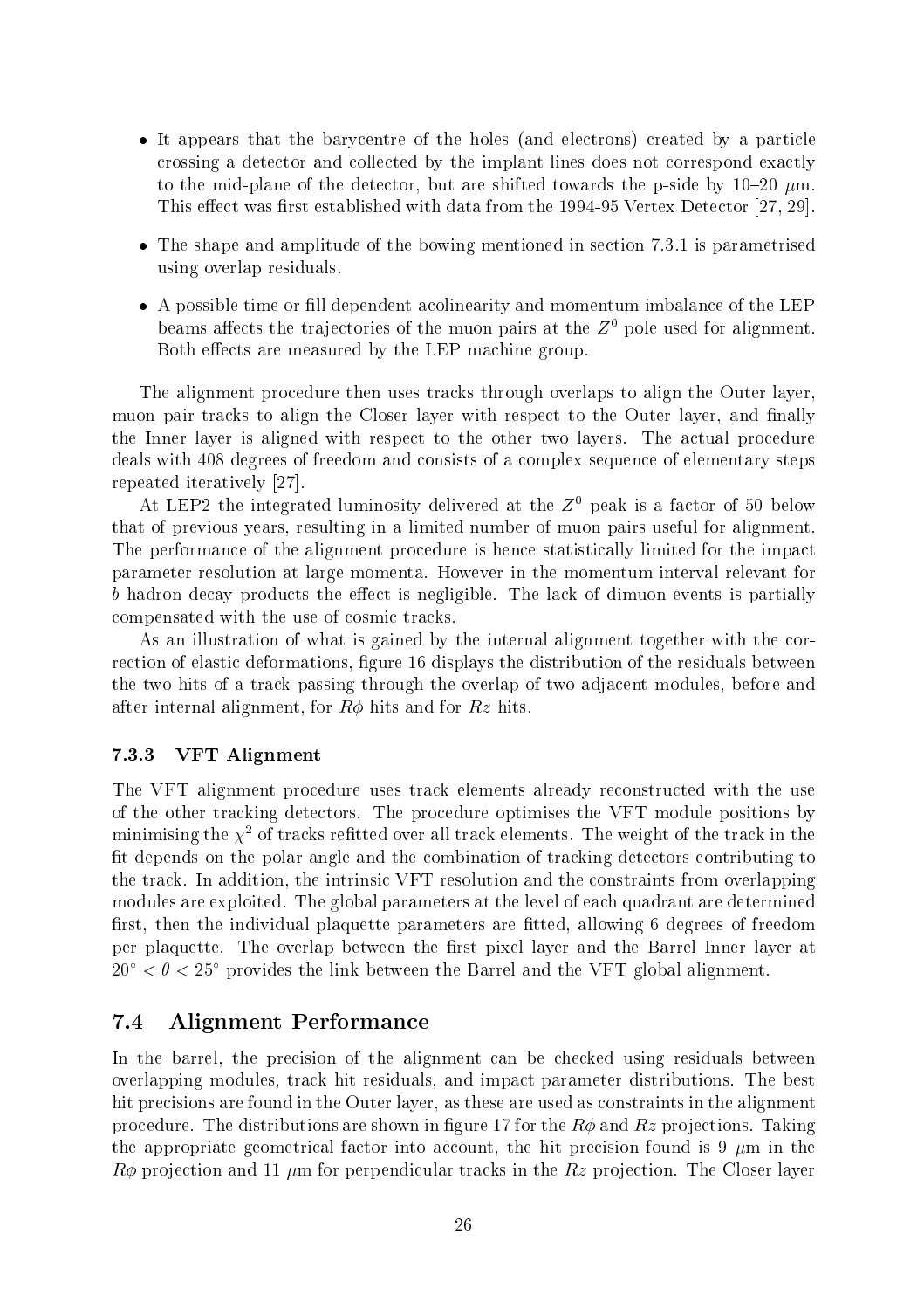- It appears that the barycentre of the holes (and electrons) created by a particle crossing a detector and collected by the implant lines does not correspond exactly to the mid-plane of the detector, but are shifted towards the p-side by 10–20 $\mu$m. This effect was first established with data from the 1994-95 Vertex Detector [27, 29].
- The shape and amplitude of the bowing mentioned in section 7.3.1 is parametrised using overlap residuals.
- A possible time or fill dependent acolinearity and momentum imbalance of the LEP beams affects the trajectories of the muon pairs at the $Z^0$ pole used for alignment. Both effects are measured by the LEP machine group.

The alignment procedure then uses tracks through overlaps to align the Outer layer, muon pair tracks to align the Closer layer with respect to the Outer layer, and finally the Inner layer is aligned with respect to the other two layers. The actual procedure deals with 408 degrees of freedom and consists of a complex sequence of elementary steps repeated iteratively [27].

At LEP2 the integrated luminosity delivered at the $Z^0$ peak is a factor of 50 below that of previous years, resulting in a limited number of muon pairs useful for alignment. The performance of the alignment procedure is hence statistically limited for the impact parameter resolution at large momenta. However in the momentum interval relevant for $b$ hadron decay products the effect is negligible. The lack of dimuon events is partially compensated with the use of cosmic tracks.

As an illustration of what is gained by the internal alignment together with the correction of elastic deformations, figure 16 displays the distribution of the residuals between the two hits of a track passing through the overlap of two adjacent modules, before and after internal alignment, for $R\phi$ hits and for $Rz$ hits.

### 7.3.3 VFT Alignment

The VFT alignment procedure uses track elements already reconstructed with the use of the other tracking detectors. The procedure optimises the VFT module positions by minimising the $\chi^2$ of tracks refitted over all track elements. The weight of the track in the fit depends on the polar angle and the combination of tracking detectors contributing to the track. In addition, the intrinsic VFT resolution and the constraints from overlapping modules are exploited. The global parameters at the level of each quadrant are determined first, then the individual plaquette parameters are fitted, allowing 6 degrees of freedom per plaquette. The overlap between the first pixel layer and the Barrel Inner layer at $20^\circ < \theta < 25^\circ$ provides the link between the Barrel and the VFT global alignment.

## 7.4 Alignment Performance

In the barrel, the precision of the alignment can be checked using residuals between overlapping modules, track hit residuals, and impact parameter distributions. The best hit precisions are found in the Outer layer, as these are used as constraints in the alignment procedure. The distributions are shown in figure 17 for the $R\phi$ and $Rz$ projections. Taking the appropriate geometrical factor into account, the hit precision found is 9 $\mu$m in the $R\phi$ projection and 11 $\mu$m for perpendicular tracks in the $Rz$ projection. The Closer layer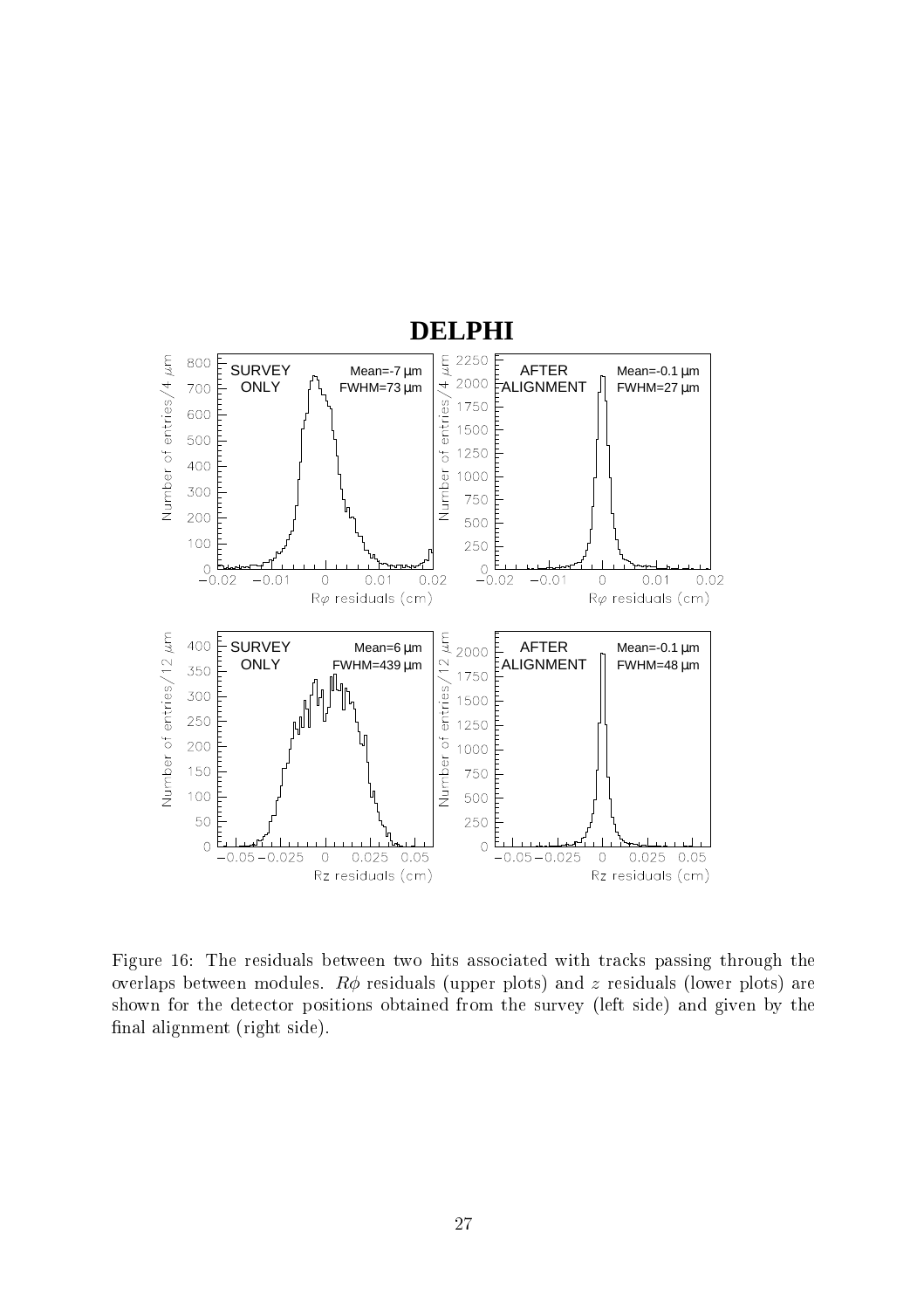Figure 16: The residuals between two hits associated with tracks passing through the overlaps between modules. $R\phi$ residuals (upper plots) and $z$ residuals (lower plots) are shown for the detector positions obtained from the survey (left side) and given by the final alignment (right side).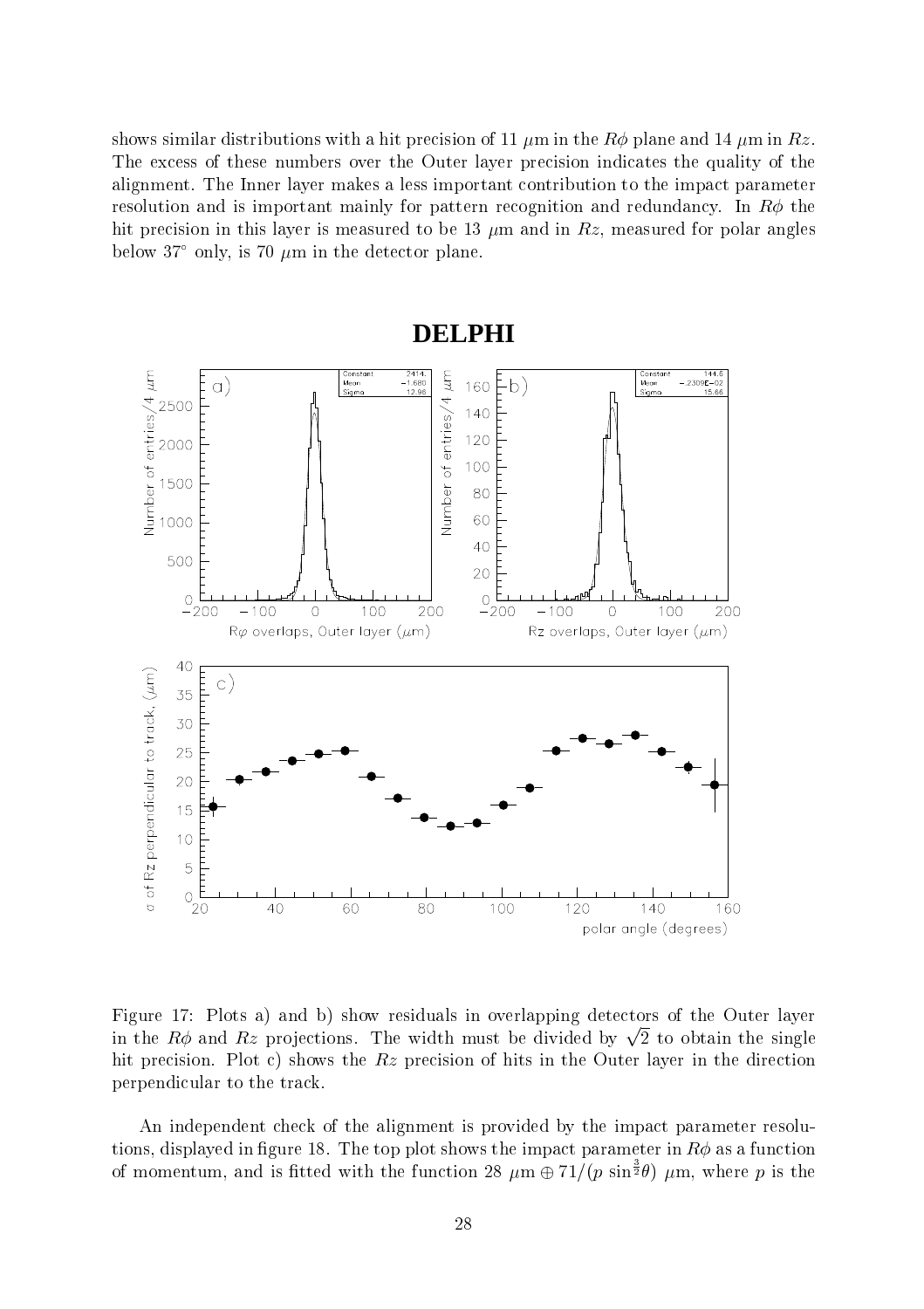shows similar distributions with a hit precision of 11 $\mu$m in the $R\phi$ plane and 14 $\mu$m in $Rz$. The excess of these numbers over the Outer layer precision indicates the quality of the alignment. The Inner layer makes a less important contribution to the impact parameter resolution and is important mainly for pattern recognition and redundancy. In $R\phi$ the hit precision in this layer is measured to be 13 $\mu$m and in $Rz$, measured for polar angles below 37° only, is 70 $\mu$m in the detector plane.

Figure 17: Plots a) and b) show residuals in overlapping detectors of the Outer layer in the $R\phi$ and $Rz$ projections. The width must be divided by $\sqrt{2}$ to obtain the single hit precision. Plot c) shows the $Rz$ precision of hits in the Outer layer in the direction perpendicular to the track.

An independent check of the alignment is provided by the impact parameter resolutions, displayed in figure 18. The top plot shows the impact parameter in $R\phi$ as a function of momentum, and is fitted with the function $28\ \mu\text{m} \oplus 71/(p\ \sin^{\frac{3}{2}}\theta)\ \mu$m, where $p$ is the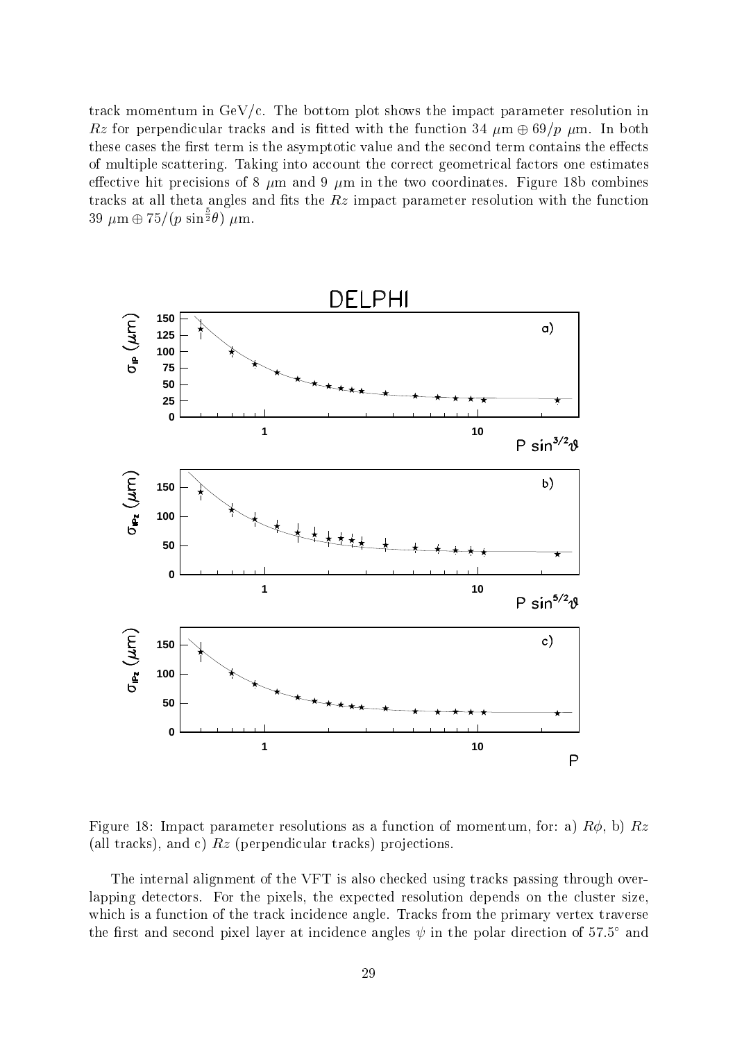track momentum in GeV/c. The bottom plot shows the impact parameter resolution in $Rz$ for perpendicular tracks and is fitted with the function $34\ \mu\text{m} \oplus 69/p\ \mu\text{m}$. In both these cases the first term is the asymptotic value and the second term contains the effects of multiple scattering. Taking into account the correct geometrical factors one estimates effective hit precisions of 8 $\mu$m and 9 $\mu$m in the two coordinates. Figure 18b combines tracks at all theta angles and fits the $Rz$ impact parameter resolution with the function $39\ \mu\text{m} \oplus 75/(p \sin^{\frac{5}{2}}\theta)\ \mu\text{m}$.

Figure 18: Impact parameter resolutions as a function of momentum, for: a) $R\phi$, b) $Rz$ (all tracks), and c) $Rz$ (perpendicular tracks) projections.

The internal alignment of the VFT is also checked using tracks passing through overlapping detectors. For the pixels, the expected resolution depends on the cluster size, which is a function of the track incidence angle. Tracks from the primary vertex traverse the first and second pixel layer at incidence angles $\psi$ in the polar direction of $57.5^{\circ}$ and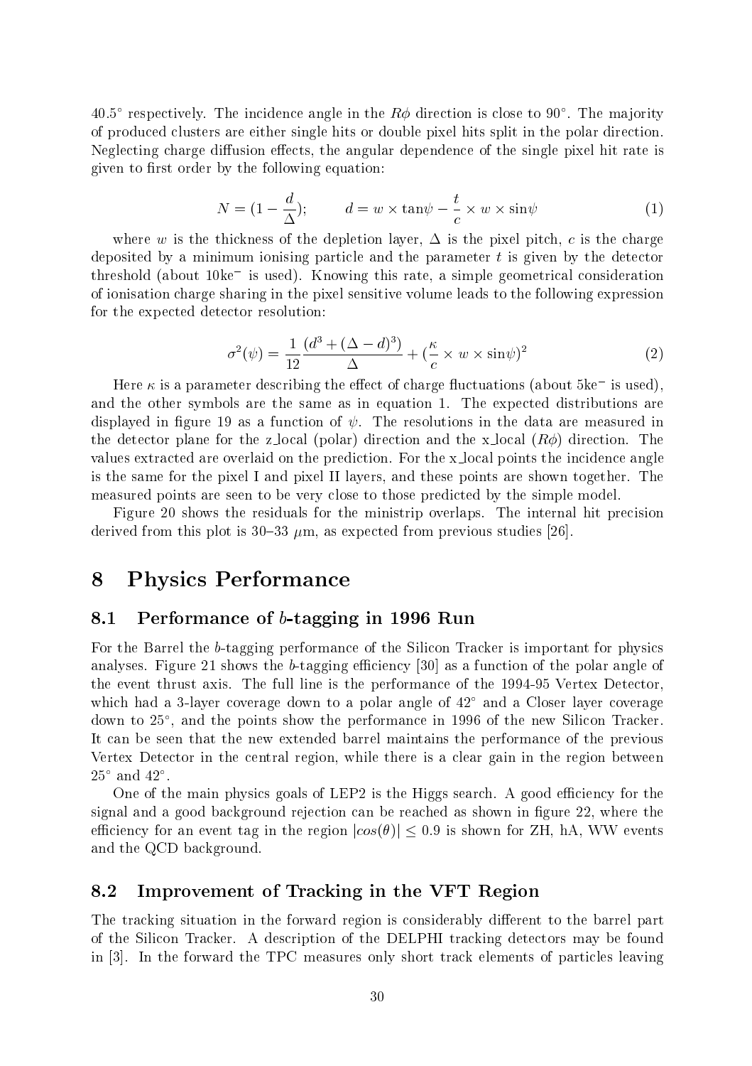40.5° respectively. The incidence angle in the $R\phi$ direction is close to 90°. The majority of produced clusters are either single hits or double pixel hits split in the polar direction. Neglecting charge diffusion effects, the angular dependence of the single pixel hit rate is given to first order by the following equation:

$$N = (1 - \frac{d}{\Delta}); \qquad d = w \times \tan\psi - \frac{t}{c} \times w \times \sin\psi \tag{1}$$

where $w$ is the thickness of the depletion layer, $\Delta$ is the pixel pitch, $c$ is the charge deposited by a minimum ionising particle and the parameter $t$ is given by the detector threshold (about 10ke$^-$ is used). Knowing this rate, a simple geometrical consideration of ionisation charge sharing in the pixel sensitive volume leads to the following expression for the expected detector resolution:

$$\sigma^2(\psi) = \frac{1}{12}\frac{(d^3 + (\Delta - d)^3)}{\Delta} + (\frac{\kappa}{c} \times w \times \sin\psi)^2 \tag{2}$$

Here $\kappa$ is a parameter describing the effect of charge fluctuations (about 5ke$^-$ is used), and the other symbols are the same as in equation 1. The expected distributions are displayed in figure 19 as a function of $\psi$. The resolutions in the data are measured in the detector plane for the z_local (polar) direction and the x_local ($R\phi$) direction. The values extracted are overlaid on the prediction. For the x_local points the incidence angle is the same for the pixel I and pixel II layers, and these points are shown together. The measured points are seen to be very close to those predicted by the simple model.

Figure 20 shows the residuals for the ministrip overlaps. The internal hit precision derived from this plot is 30–33 $\mu$m, as expected from previous studies [26].

# 8 Physics Performance

## 8.1 Performance of $b$-tagging in 1996 Run

For the Barrel the $b$-tagging performance of the Silicon Tracker is important for physics analyses. Figure 21 shows the $b$-tagging efficiency [30] as a function of the polar angle of the event thrust axis. The full line is the performance of the 1994-95 Vertex Detector, which had a 3-layer coverage down to a polar angle of 42° and a Closer layer coverage down to 25°, and the points show the performance in 1996 of the new Silicon Tracker. It can be seen that the new extended barrel maintains the performance of the previous Vertex Detector in the central region, while there is a clear gain in the region between 25° and 42°.

One of the main physics goals of LEP2 is the Higgs search. A good efficiency for the signal and a good background rejection can be reached as shown in figure 22, where the efficiency for an event tag in the region $|cos(\theta)| \leq 0.9$ is shown for ZH, hA, WW events and the QCD background.

## 8.2 Improvement of Tracking in the VFT Region

The tracking situation in the forward region is considerably different to the barrel part of the Silicon Tracker. A description of the DELPHI tracking detectors may be found in [3]. In the forward the TPC measures only short track elements of particles leaving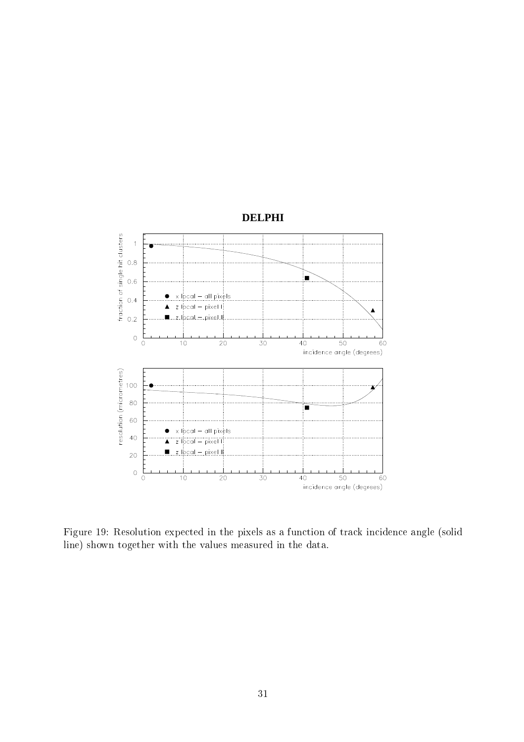Figure 19: Resolution expected in the pixels as a function of track incidence angle (solid line) shown together with the values measured in the data.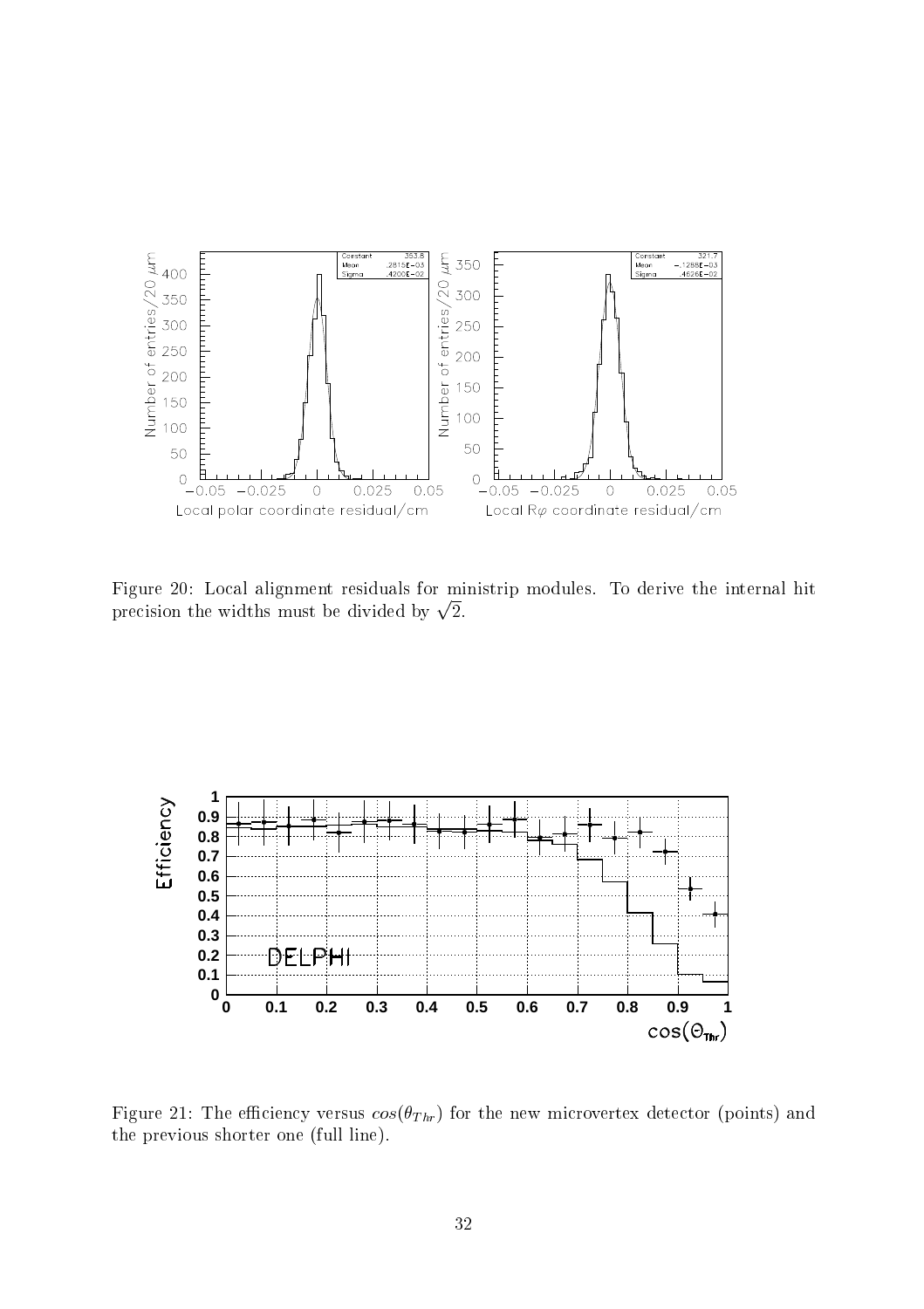Figure 20: Local alignment residuals for ministrip modules. To derive the internal hit precision the widths must be divided by $\sqrt{2}$.

Figure 21: The efficiency versus $cos(\theta_{Thr})$ for the new microvertex detector (points) and the previous shorter one (full line).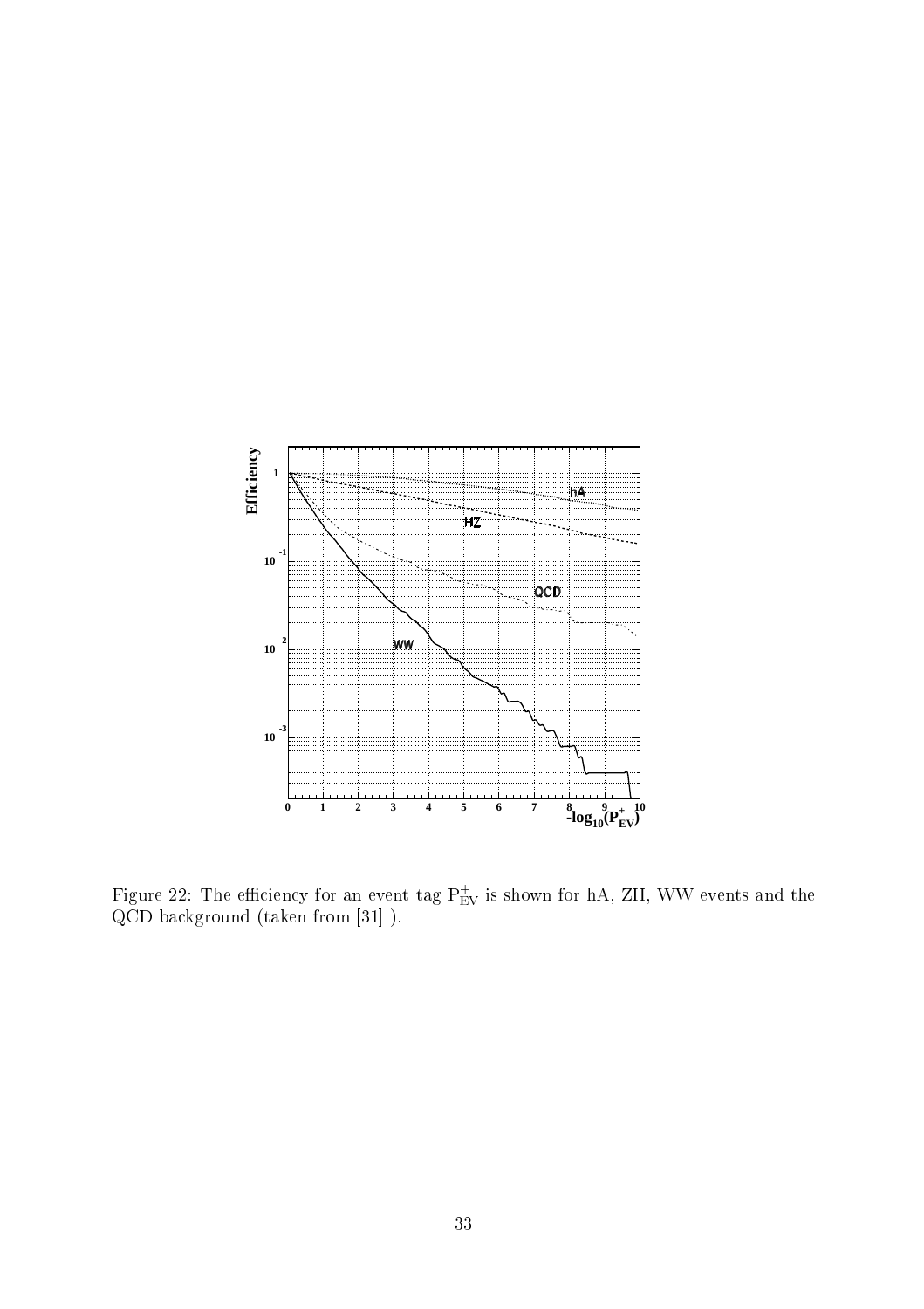Figure 22: The efficiency for an event tag $P^{+}_{EV}$ is shown for hA, ZH, WW events and the QCD background (taken from [31] ).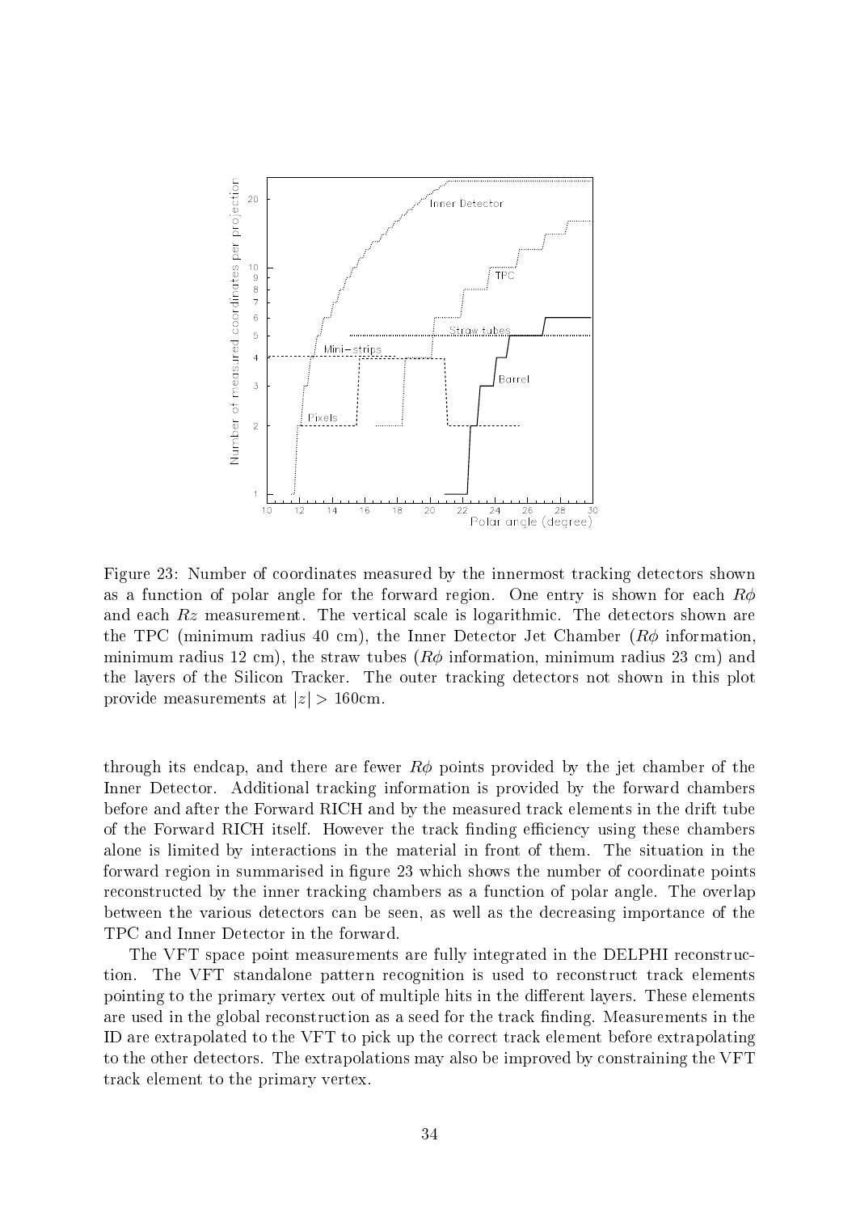Figure 23: Number of coordinates measured by the innermost tracking detectors shown as a function of polar angle for the forward region. One entry is shown for each $R\phi$ and each $Rz$ measurement. The vertical scale is logarithmic. The detectors shown are the TPC (minimum radius 40 cm), the Inner Detector Jet Chamber ($R\phi$ information, minimum radius 12 cm), the straw tubes ($R\phi$ information, minimum radius 23 cm) and the layers of the Silicon Tracker. The outer tracking detectors not shown in this plot provide measurements at $|z| > 160$cm.

through its endcap, and there are fewer $R\phi$ points provided by the jet chamber of the Inner Detector. Additional tracking information is provided by the forward chambers before and after the Forward RICH and by the measured track elements in the drift tube of the Forward RICH itself. However the track finding efficiency using these chambers alone is limited by interactions in the material in front of them. The situation in the forward region in summarised in figure 23 which shows the number of coordinate points reconstructed by the inner tracking chambers as a function of polar angle. The overlap between the various detectors can be seen, as well as the decreasing importance of the TPC and Inner Detector in the forward.

The VFT space point measurements are fully integrated in the DELPHI reconstruction. The VFT standalone pattern recognition is used to reconstruct track elements pointing to the primary vertex out of multiple hits in the different layers. These elements are used in the global reconstruction as a seed for the track finding. Measurements in the ID are extrapolated to the VFT to pick up the correct track element before extrapolating to the other detectors. The extrapolations may also be improved by constraining the VFT track element to the primary vertex.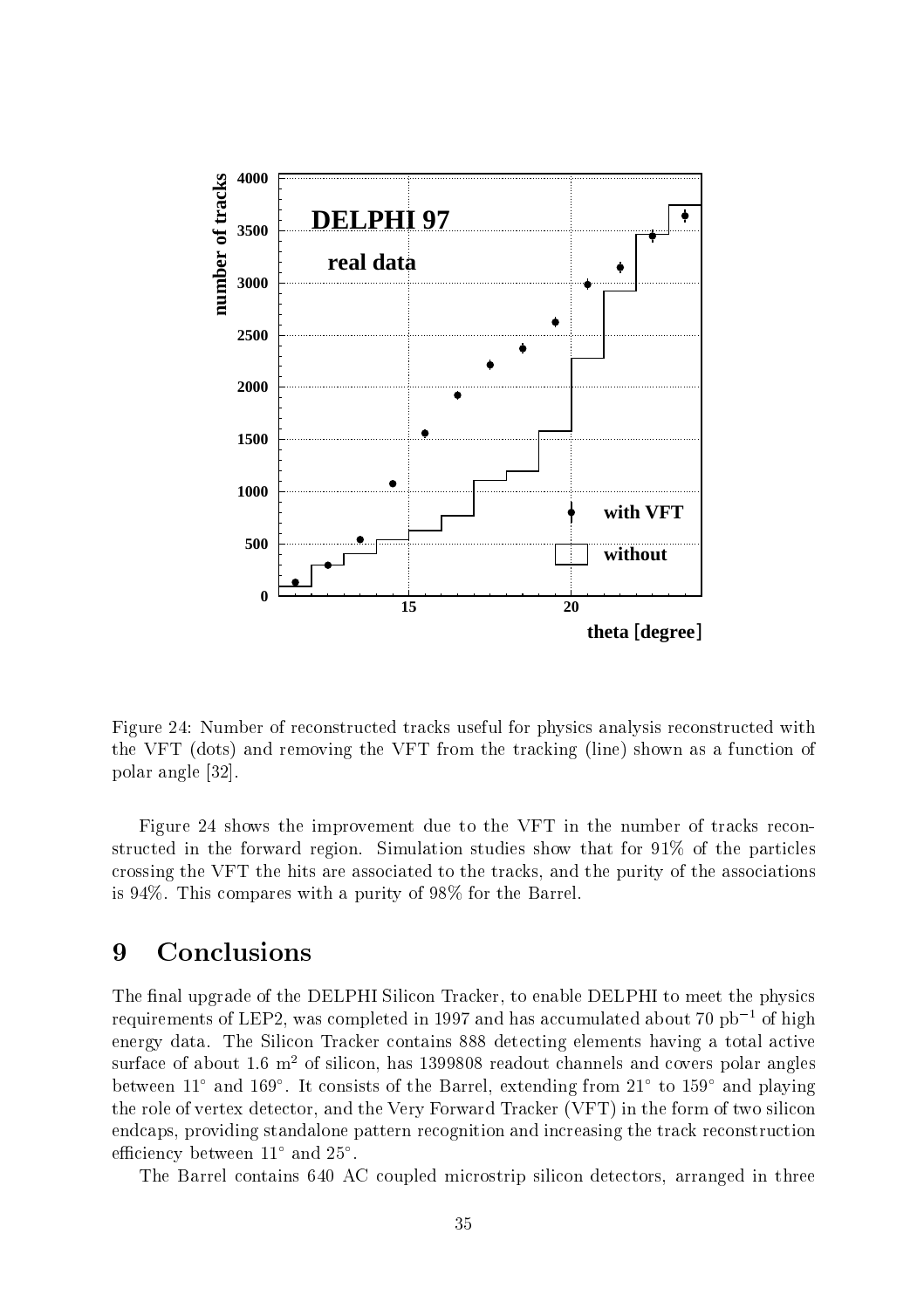Figure 24: Number of reconstructed tracks useful for physics analysis reconstructed with the VFT (dots) and removing the VFT from the tracking (line) shown as a function of polar angle [32].

Figure 24 shows the improvement due to the VFT in the number of tracks reconstructed in the forward region. Simulation studies show that for 91% of the particles crossing the VFT the hits are associated to the tracks, and the purity of the associations is 94%. This compares with a purity of 98% for the Barrel.

# 9 Conclusions

The final upgrade of the DELPHI Silicon Tracker, to enable DELPHI to meet the physics requirements of LEP2, was completed in 1997 and has accumulated about 70 $\text{pb}^{-1}$ of high energy data. The Silicon Tracker contains 888 detecting elements having a total active surface of about 1.6 $\text{m}^2$ of silicon, has 1399808 readout channels and covers polar angles between $11^\circ$ and $169^\circ$. It consists of the Barrel, extending from $21^\circ$ to $159^\circ$ and playing the role of vertex detector, and the Very Forward Tracker (VFT) in the form of two silicon endcaps, providing standalone pattern recognition and increasing the track reconstruction efficiency between $11^\circ$ and $25^\circ$.

The Barrel contains 640 AC coupled microstrip silicon detectors, arranged in three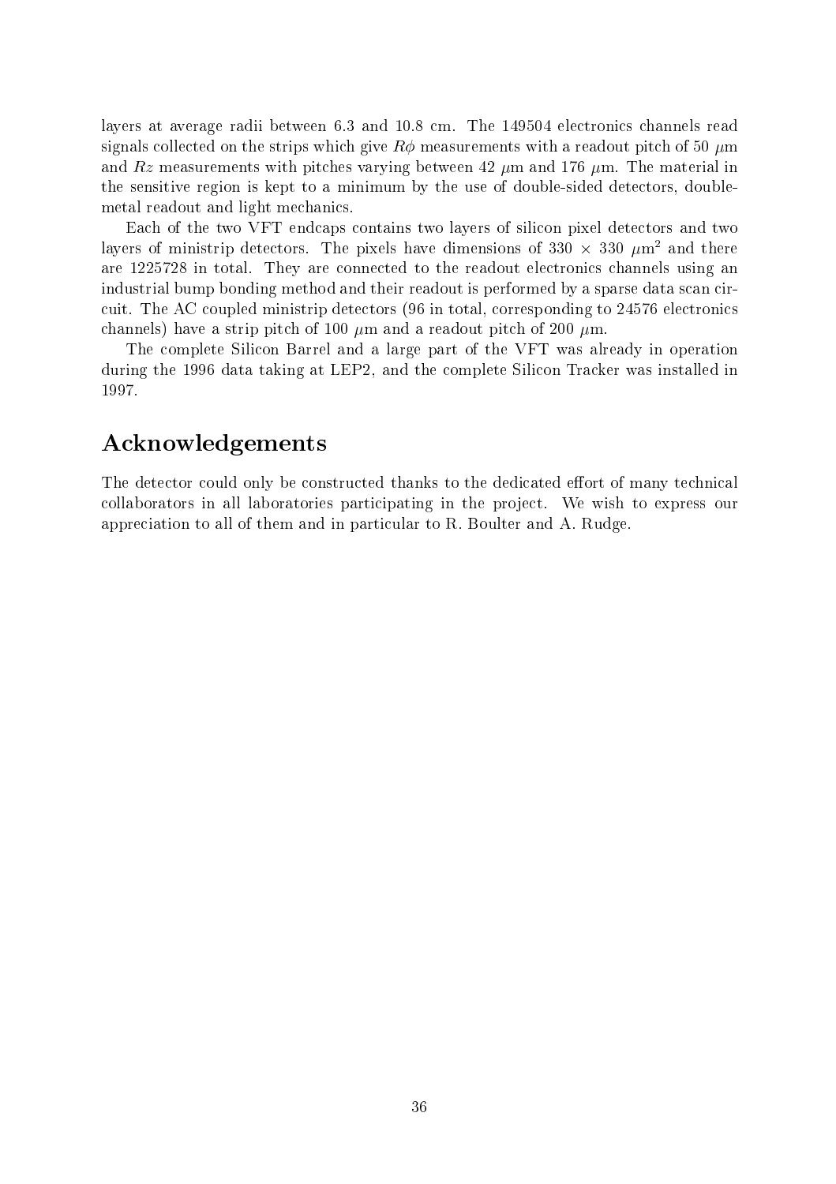layers at average radii between 6.3 and 10.8 cm. The 149504 electronics channels read signals collected on the strips which give $R\phi$ measurements with a readout pitch of 50 $\mu$m and $Rz$ measurements with pitches varying between 42 $\mu$m and 176 $\mu$m. The material in the sensitive region is kept to a minimum by the use of double-sided detectors, double-metal readout and light mechanics.

Each of the two VFT endcaps contains two layers of silicon pixel detectors and two layers of ministrip detectors. The pixels have dimensions of 330 $\times$ 330 $\mu$m$^2$ and there are 1225728 in total. They are connected to the readout electronics channels using an industrial bump bonding method and their readout is performed by a sparse data scan circuit. The AC coupled ministrip detectors (96 in total, corresponding to 24576 electronics channels) have a strip pitch of 100 $\mu$m and a readout pitch of 200 $\mu$m.

The complete Silicon Barrel and a large part of the VFT was already in operation during the 1996 data taking at LEP2, and the complete Silicon Tracker was installed in 1997.

# Acknowledgements

The detector could only be constructed thanks to the dedicated effort of many technical collaborators in all laboratories participating in the project. We wish to express our appreciation to all of them and in particular to R. Boulter and A. Rudge.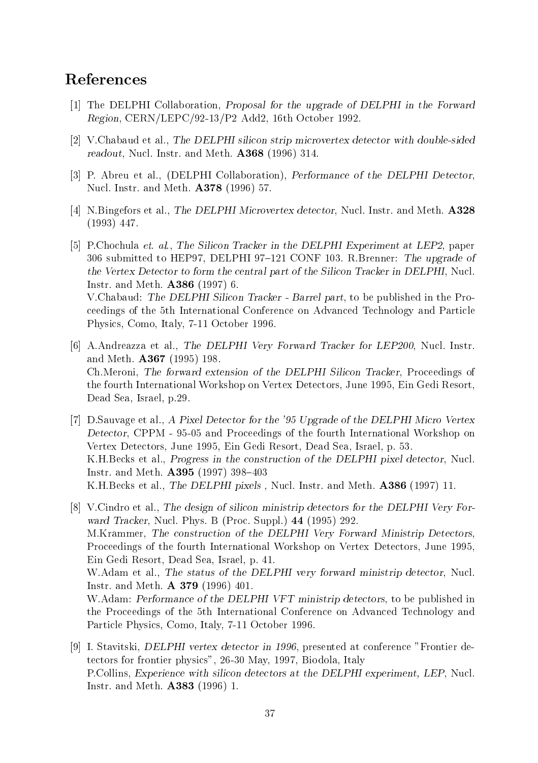# References

[1] The DELPHI Collaboration, *Proposal for the upgrade of DELPHI in the Forward Region*, CERN/LEPC/92-13/P2 Add2, 16th October 1992.

[2] V.Chabaud et al., *The DELPHI silicon strip microvertex detector with double-sided readout*, Nucl. Instr. and Meth. **A368** (1996) 314.

[3] P. Abreu et al., (DELPHI Collaboration), *Performance of the DELPHI Detector*, Nucl. Instr. and Meth. **A378** (1996) 57.

[4] N.Bingefors et al., *The DELPHI Microvertex detector*, Nucl. Instr. and Meth. **A328** (1993) 447.

[5] P.Chochula *et. al.*, *The Silicon Tracker in the DELPHI Experiment at LEP2*, paper 306 submitted to HEP97, DELPHI 97–121 CONF 103. R.Brenner: *The upgrade of the Vertex Detector to form the central part of the Silicon Tracker in DELPHI*, Nucl. Instr. and Meth. **A386** (1997) 6.
V.Chabaud: *The DELPHI Silicon Tracker - Barrel part*, to be published in the Proceedings of the 5th International Conference on Advanced Technology and Particle Physics, Como, Italy, 7-11 October 1996.

[6] A.Andreazza et al., *The DELPHI Very Forward Tracker for LEP200*, Nucl. Instr. and Meth. **A367** (1995) 198.
Ch.Meroni, *The forward extension of the DELPHI Silicon Tracker*, Proceedings of the fourth International Workshop on Vertex Detectors, June 1995, Ein Gedi Resort, Dead Sea, Israel, p.29.

[7] D.Sauvage et al., *A Pixel Detector for the '95 Upgrade of the DELPHI Micro Vertex Detector*, CPPM - 95-05 and Proceedings of the fourth International Workshop on Vertex Detectors, June 1995, Ein Gedi Resort, Dead Sea, Israel, p. 53.
K.H.Becks et al., *Progress in the construction of the DELPHI pixel detector*, Nucl. Instr. and Meth. **A395** (1997) 398–403
K.H.Becks et al., *The DELPHI pixels* , Nucl. Instr. and Meth. **A386** (1997) 11.

[8] V.Cindro et al., *The design of silicon ministrip detectors for the DELPHI Very Forward Tracker*, Nucl. Phys. B (Proc. Suppl.) **44** (1995) 292.
M.Krammer, *The construction of the DELPHI Very Forward Ministrip Detectors*, Proceedings of the fourth International Workshop on Vertex Detectors, June 1995, Ein Gedi Resort, Dead Sea, Israel, p. 41.
W.Adam et al., *The status of the DELPHI very forward ministrip detector*, Nucl. Instr. and Meth. **A 379** (1996) 401.
W.Adam: *Performance of the DELPHI VFT ministrip detectors*, to be published in the Proceedings of the 5th International Conference on Advanced Technology and Particle Physics, Como, Italy, 7-11 October 1996.

[9] I. Stavitski, *DELPHI vertex detector in 1996*, presented at conference "Frontier detectors for frontier physics", 26-30 May, 1997, Biodola, Italy
P.Collins, *Experience with silicon detectors at the DELPHI experiment, LEP*, Nucl. Instr. and Meth. **A383** (1996) 1.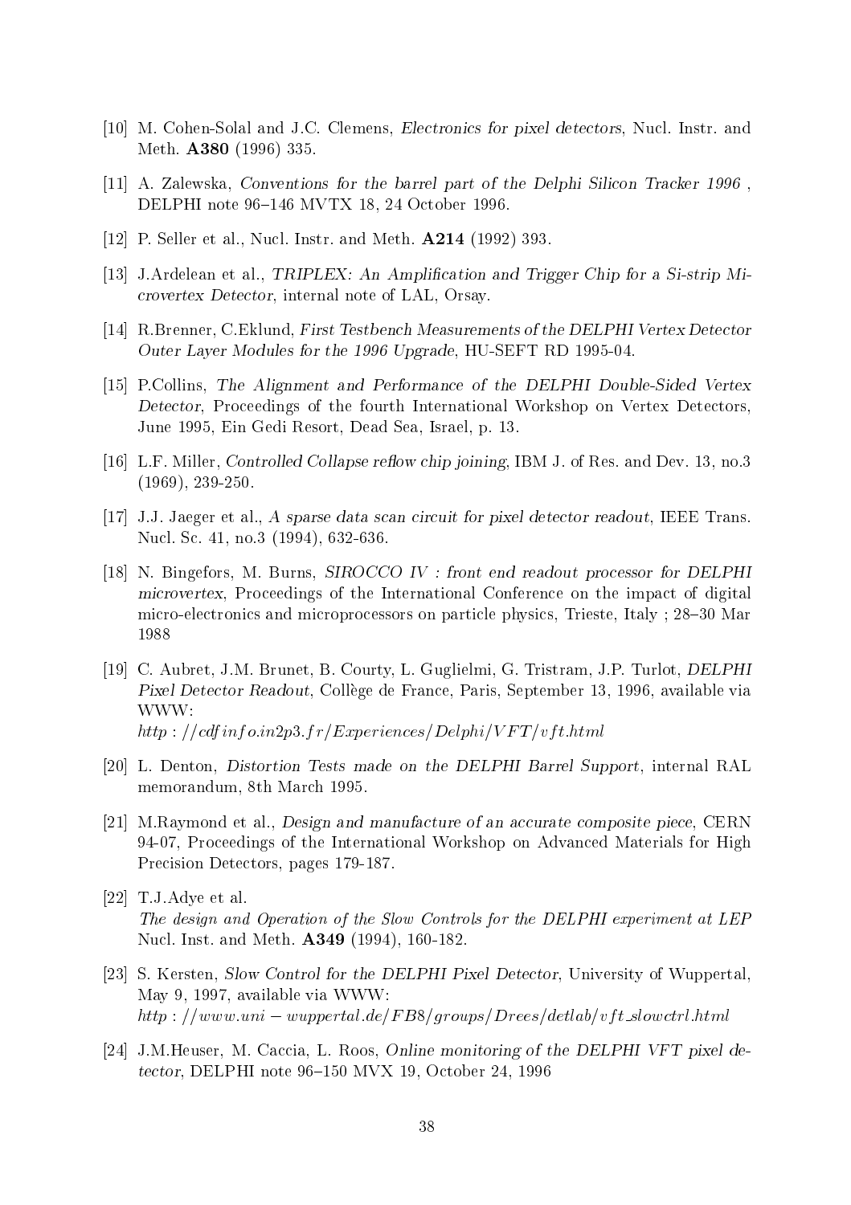[10] M. Cohen-Solal and J.C. Clemens, *Electronics for pixel detectors*, Nucl. Instr. and Meth. **A380** (1996) 335.

[11] A. Zalewska, *Conventions for the barrel part of the Delphi Silicon Tracker 1996* , DELPHI note 96–146 MVTX 18, 24 October 1996.

[12] P. Seller et al., Nucl. Instr. and Meth. **A214** (1992) 393.

[13] J.Ardelean et al., *TRIPLEX: An Amplification and Trigger Chip for a Si-strip Microvertex Detector*, internal note of LAL, Orsay.

[14] R.Brenner, C.Eklund, *First Testbench Measurements of the DELPHI Vertex Detector Outer Layer Modules for the 1996 Upgrade*, HU-SEFT RD 1995-04.

[15] P.Collins, *The Alignment and Performance of the DELPHI Double-Sided Vertex Detector*, Proceedings of the fourth International Workshop on Vertex Detectors, June 1995, Ein Gedi Resort, Dead Sea, Israel, p. 13.

[16] L.F. Miller, *Controlled Collapse reflow chip joining*, IBM J. of Res. and Dev. 13, no.3 (1969), 239-250.

[17] J.J. Jaeger et al., *A sparse data scan circuit for pixel detector readout*, IEEE Trans. Nucl. Sc. 41, no.3 (1994), 632-636.

[18] N. Bingefors, M. Burns, *SIROCCO IV : front end readout processor for DELPHI microvertex*, Proceedings of the International Conference on the impact of digital micro-electronics and microprocessors on particle physics, Trieste, Italy ; 28–30 Mar 1988

[19] C. Aubret, J.M. Brunet, B. Courty, L. Guglielmi, G. Tristram, J.P. Turlot, *DELPHI Pixel Detector Readout*, Collège de France, Paris, September 13, 1996, available via WWW:
*http://cdfinfo.in2p3.fr/Experiences/Delphi/VFT/vft.html*

[20] L. Denton, *Distortion Tests made on the DELPHI Barrel Support*, internal RAL memorandum, 8th March 1995.

[21] M.Raymond et al., *Design and manufacture of an accurate composite piece*, CERN 94-07, Proceedings of the International Workshop on Advanced Materials for High Precision Detectors, pages 179-187.

[22] T.J.Adye et al.
*The design and Operation of the Slow Controls for the DELPHI experiment at LEP* Nucl. Inst. and Meth. **A349** (1994), 160-182.

[23] S. Kersten, *Slow Control for the DELPHI Pixel Detector*, University of Wuppertal, May 9, 1997, available via WWW:
*http://www.uni-wuppertal.de/FB8/groups/Drees/detlab/vft_slowctrl.html*

[24] J.M.Heuser, M. Caccia, L. Roos, *Online monitoring of the DELPHI VFT pixel detector*, DELPHI note 96–150 MVX 19, October 24, 1996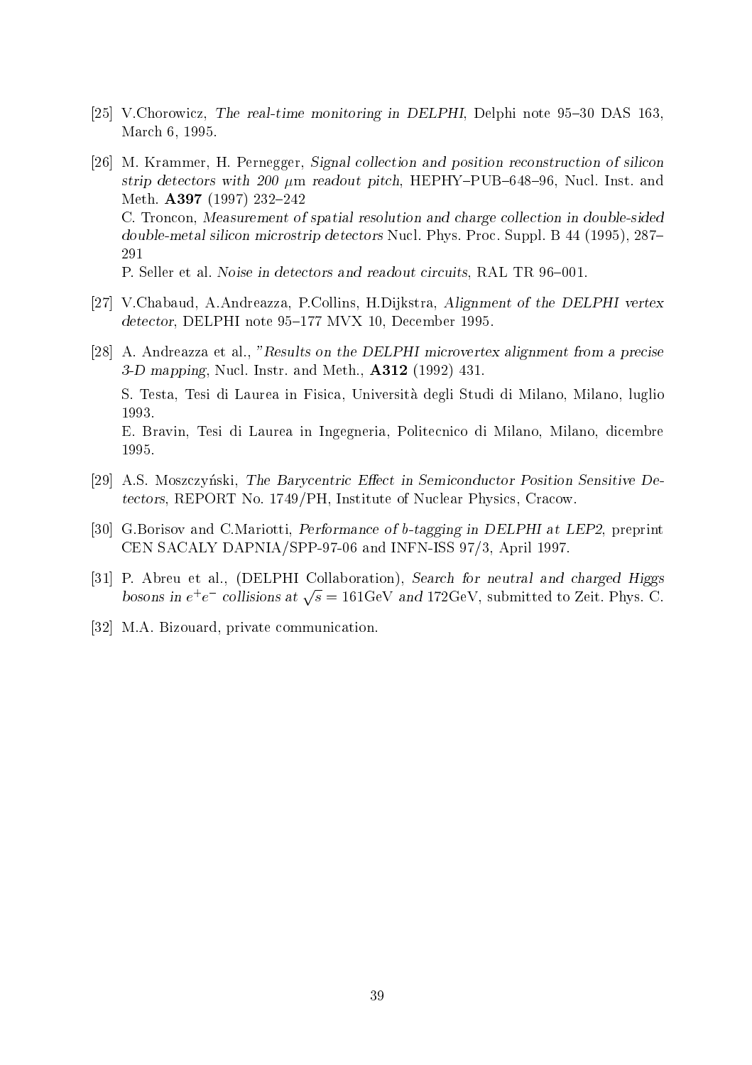[25] V.Chorowicz, *The real-time monitoring in DELPHI*, Delphi note 95–30 DAS 163, March 6, 1995.

[26] M. Krammer, H. Pernegger, *Signal collection and position reconstruction of silicon strip detectors with 200 μm readout pitch*, HEPHY–PUB–648–96, Nucl. Inst. and Meth. **A397** (1997) 232–242

C. Troncon, *Measurement of spatial resolution and charge collection in double-sided double-metal silicon microstrip detectors* Nucl. Phys. Proc. Suppl. B 44 (1995), 287–291

P. Seller et al. *Noise in detectors and readout circuits*, RAL TR 96–001.

[27] V.Chabaud, A.Andreazza, P.Collins, H.Dijkstra, *Alignment of the DELPHI vertex detector*, DELPHI note 95–177 MVX 10, December 1995.

[28] A. Andreazza et al., *"Results on the DELPHI microvertex alignment from a precise 3-D mapping*, Nucl. Instr. and Meth., **A312** (1992) 431.

S. Testa, Tesi di Laurea in Fisica, Università degli Studi di Milano, Milano, luglio 1993.

E. Bravin, Tesi di Laurea in Ingegneria, Politecnico di Milano, Milano, dicembre 1995.

[29] A.S. Moszczyński, *The Barycentric Effect in Semiconductor Position Sensitive Detectors*, REPORT No. 1749/PH, Institute of Nuclear Physics, Cracow.

[30] G.Borisov and C.Mariotti, *Performance of b-tagging in DELPHI at LEP2*, preprint CEN SACALY DAPNIA/SPP-97-06 and INFN-ISS 97/3, April 1997.

[31] P. Abreu et al., (DELPHI Collaboration), *Search for neutral and charged Higgs bosons in $e^+e^-$ collisions at $\sqrt{s} = 161\mathrm{GeV}$ and $172\mathrm{GeV}$*, submitted to Zeit. Phys. C.

[32] M.A. Bizouard, private communication.